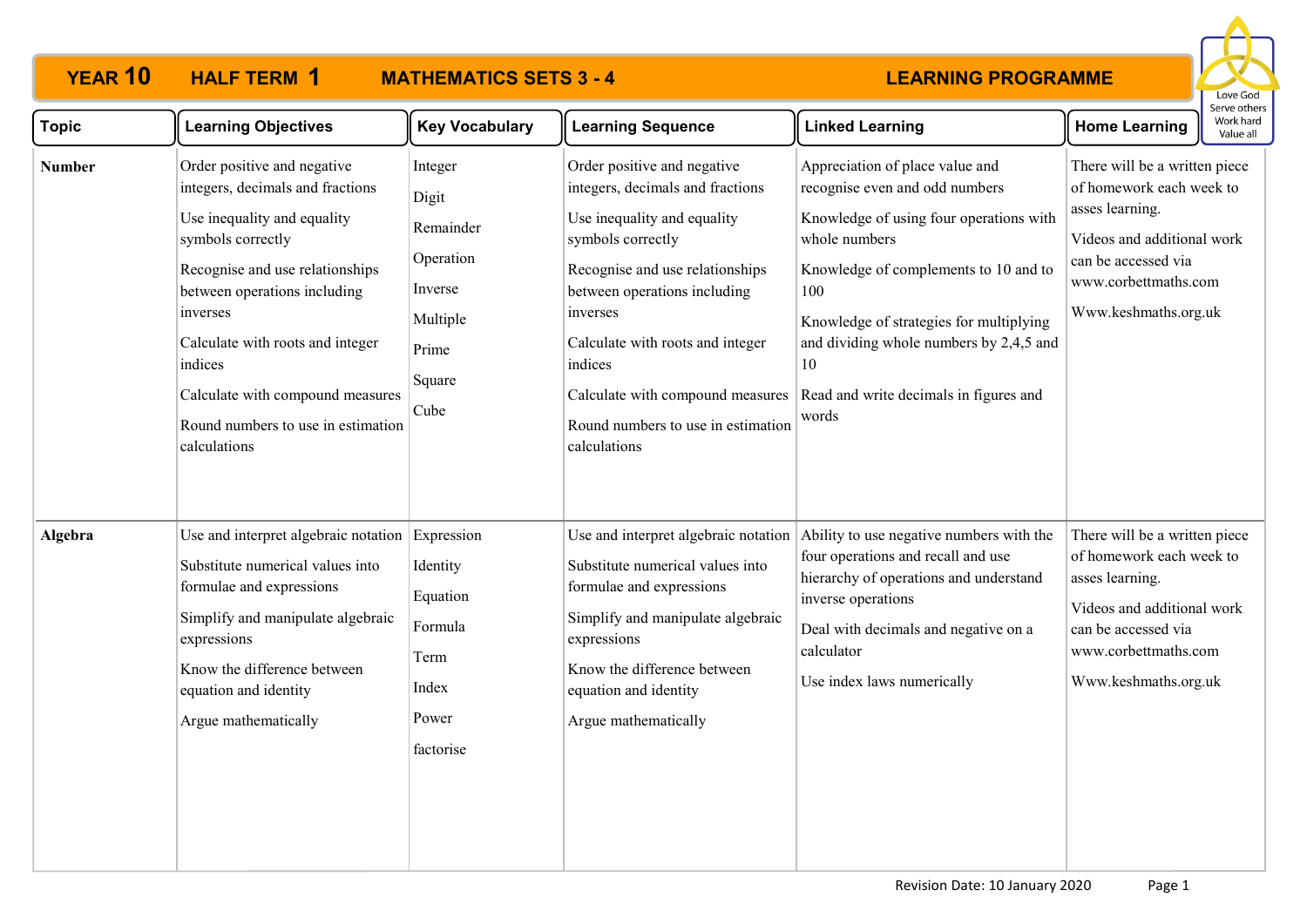# YEAR 10 HALF TERM 1 MATHEMATICS SETS 3 - 4 LEARNING PROGRAMME

Love God
Serve others
Work hard
Value all

| Topic | Learning Objectives | Key Vocabulary | Learning Sequence | Linked Learning | Home Learning |
|---|---|---|---|---|---|
| **Number** | Order positive and negative integers, decimals and fractions<br><br>Use inequality and equality symbols correctly<br><br>Recognise and use relationships between operations including inverses<br><br>Calculate with roots and integer indices<br><br>Calculate with compound measures<br><br>Round numbers to use in estimation calculations | Integer<br><br>Digit<br><br>Remainder<br><br>Operation<br><br>Inverse<br><br>Multiple<br><br>Prime<br><br>Square<br><br>Cube | Order positive and negative integers, decimals and fractions<br><br>Use inequality and equality symbols correctly<br><br>Recognise and use relationships between operations including inverses<br><br>Calculate with roots and integer indices<br><br>Calculate with compound measures<br><br>Round numbers to use in estimation calculations | Appreciation of place value and recognise even and odd numbers<br><br>Knowledge of using four operations with whole numbers<br><br>Knowledge of complements to 10 and to 100<br><br>Knowledge of strategies for multiplying and dividing whole numbers by 2,4,5 and 10<br><br>Read and write decimals in figures and words | There will be a written piece of homework each week to asses learning.<br><br>Videos and additional work can be accessed via www.corbettmaths.com<br><br>Www.keshmaths.org.uk |
| **Algebra** | Use and interpret algebraic notation<br><br>Substitute numerical values into formulae and expressions<br><br>Simplify and manipulate algebraic expressions<br><br>Know the difference between equation and identity<br><br>Argue mathematically | Expression<br><br>Identity<br><br>Equation<br><br>Formula<br><br>Term<br><br>Index<br><br>Power<br><br>factorise | Use and interpret algebraic notation<br><br>Substitute numerical values into formulae and expressions<br><br>Simplify and manipulate algebraic expressions<br><br>Know the difference between equation and identity<br><br>Argue mathematically | Ability to use negative numbers with the four operations and recall and use hierarchy of operations and understand inverse operations<br><br>Deal with decimals and negative on a calculator<br><br>Use index laws numerically | There will be a written piece of homework each week to asses learning.<br><br>Videos and additional work can be accessed via www.corbettmaths.com<br><br>Www.keshmaths.org.uk |

Revision Date: 10 January 2020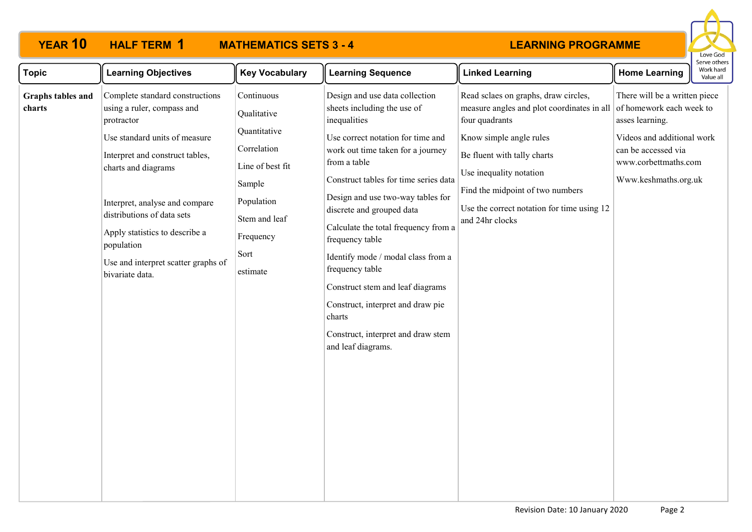# YEAR 10 HALF TERM 1 MATHEMATICS SETS 3 - 4 LEARNING PROGRAMME

Love God
Serve others
Work hard
Value all

| Topic | Learning Objectives | Key Vocabulary | Learning Sequence | Linked Learning | Home Learning |
|---|---|---|---|---|---|
| **Graphs tables and charts** | Complete standard constructions using a ruler, compass and protractor<br><br>Use standard units of measure<br><br>Interpret and construct tables, charts and diagrams<br><br>Interpret, analyse and compare distributions of data sets<br><br>Apply statistics to describe a population<br><br>Use and interpret scatter graphs of bivariate data. | Continuous<br><br>Qualitative<br><br>Quantitative<br><br>Correlation<br><br>Line of best fit<br><br>Sample<br><br>Population<br><br>Stem and leaf<br><br>Frequency<br><br>Sort<br><br>estimate | Design and use data collection sheets including the use of inequalities<br><br>Use correct notation for time and work out time taken for a journey from a table<br><br>Construct tables for time series data<br><br>Design and use two-way tables for discrete and grouped data<br><br>Calculate the total frequency from a frequency table<br><br>Identify mode / modal class from a frequency table<br><br>Construct stem and leaf diagrams<br><br>Construct, interpret and draw pie charts<br><br>Construct, interpret and draw stem and leaf diagrams. | Read sclaes on graphs, draw circles, measure angles and plot coordinates in all four quadrants<br><br>Know simple angle rules<br><br>Be fluent with tally charts<br><br>Use inequality notation<br><br>Find the midpoint of two numbers<br><br>Use the correct notation for time using 12 and 24hr clocks | There will be a written piece of homework each week to asses learning.<br><br>Videos and additional work can be accessed via www.corbettmaths.com<br><br>Www.keshmaths.org.uk |

Revision Date: 10 January 2020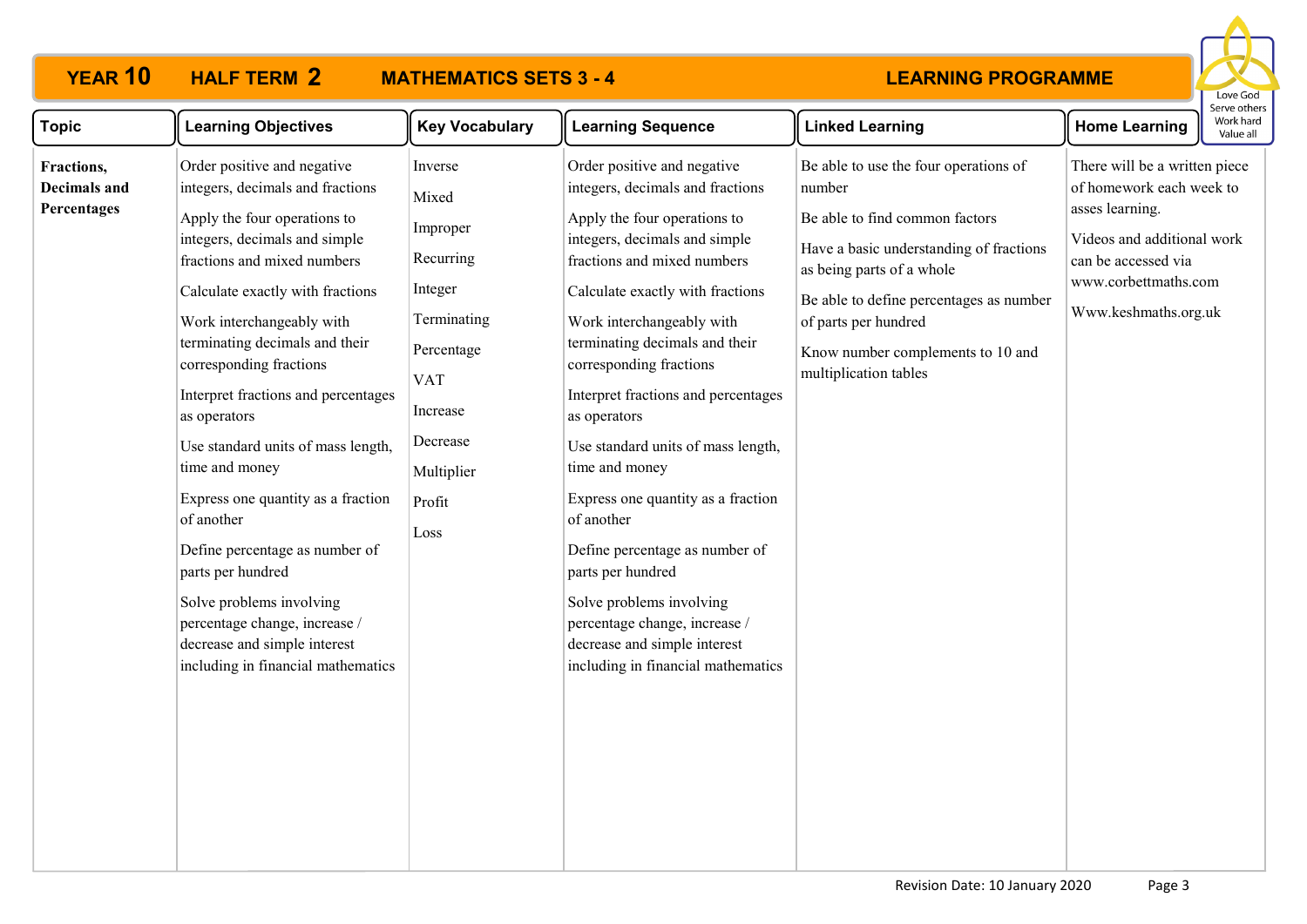# YEAR 10 HALF TERM 2 MATHEMATICS SETS 3 - 4 LEARNING PROGRAMME

Love God
Serve others
Work hard
Value all

| Topic | Learning Objectives | Key Vocabulary | Learning Sequence | Linked Learning | Home Learning |
|---|---|---|---|---|---|
| **Fractions, Decimals and Percentages** | Order positive and negative integers, decimals and fractions<br><br>Apply the four operations to integers, decimals and simple fractions and mixed numbers<br><br>Calculate exactly with fractions<br><br>Work interchangeably with terminating decimals and their corresponding fractions<br><br>Interpret fractions and percentages as operators<br><br>Use standard units of mass length, time and money<br><br>Express one quantity as a fraction of another<br><br>Define percentage as number of parts per hundred<br><br>Solve problems involving percentage change, increase / decrease and simple interest including in financial mathematics | Inverse<br>Mixed<br>Improper<br>Recurring<br>Integer<br>Terminating<br>Percentage<br>VAT<br>Increase<br>Decrease<br>Multiplier<br>Profit<br>Loss | Order positive and negative integers, decimals and fractions<br><br>Apply the four operations to integers, decimals and simple fractions and mixed numbers<br><br>Calculate exactly with fractions<br><br>Work interchangeably with terminating decimals and their corresponding fractions<br><br>Interpret fractions and percentages as operators<br><br>Use standard units of mass length, time and money<br><br>Express one quantity as a fraction of another<br><br>Define percentage as number of parts per hundred<br><br>Solve problems involving percentage change, increase / decrease and simple interest including in financial mathematics | Be able to use the four operations of number<br><br>Be able to find common factors<br><br>Have a basic understanding of fractions as being parts of a whole<br><br>Be able to define percentages as number of parts per hundred<br><br>Know number complements to 10 and multiplication tables | There will be a written piece of homework each week to asses learning.<br><br>Videos and additional work can be accessed via www.corbettmaths.com<br><br>Www.keshmaths.org.uk |

Revision Date: 10 January 2020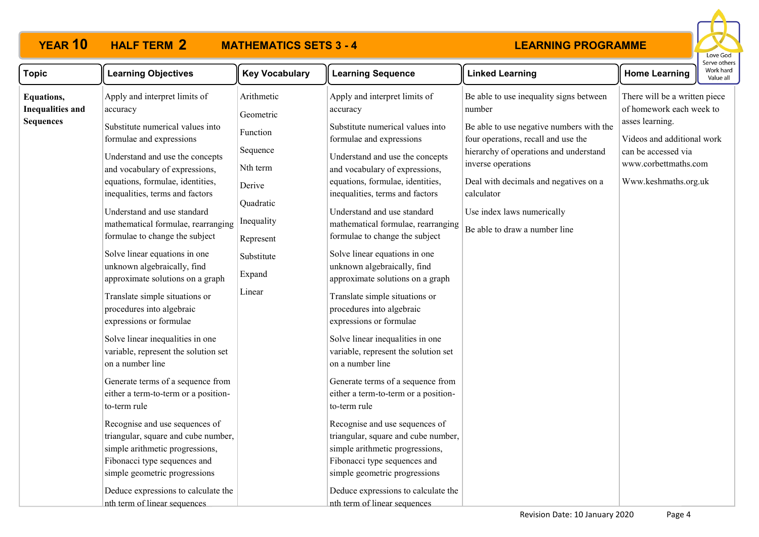# YEAR 10 HALF TERM 2 MATHEMATICS SETS 3 - 4 LEARNING PROGRAMME

Love God
Serve others
Work hard
Value all

| Topic | Learning Objectives | Key Vocabulary | Learning Sequence | Linked Learning | Home Learning |
|---|---|---|---|---|---|
| **Equations, Inequalities and Sequences** | Apply and interpret limits of accuracy<br><br>Substitute numerical values into formulae and expressions<br><br>Understand and use the concepts and vocabulary of expressions, equations, formulae, identities, inequalities, terms and factors<br><br>Understand and use standard mathematical formulae, rearranging formulae to change the subject<br><br>Solve linear equations in one unknown algebraically, find approximate solutions on a graph<br><br>Translate simple situations or procedures into algebraic expressions or formulae<br><br>Solve linear inequalities in one variable, represent the solution set on a number line<br><br>Generate terms of a sequence from either a term-to-term or a position-to-term rule<br><br>Recognise and use sequences of triangular, square and cube number, simple arithmetic progressions, Fibonacci type sequences and simple geometric progressions<br><br>Deduce expressions to calculate the nth term of linear sequences | Arithmetic<br><br>Geometric<br><br>Function<br><br>Sequence<br><br>Nth term<br><br>Derive<br><br>Quadratic<br><br>Inequality<br><br>Represent<br><br>Substitute<br><br>Expand<br><br>Linear | Apply and interpret limits of accuracy<br><br>Substitute numerical values into formulae and expressions<br><br>Understand and use the concepts and vocabulary of expressions, equations, formulae, identities, inequalities, terms and factors<br><br>Understand and use standard mathematical formulae, rearranging formulae to change the subject<br><br>Solve linear equations in one unknown algebraically, find approximate solutions on a graph<br><br>Translate simple situations or procedures into algebraic expressions or formulae<br><br>Solve linear inequalities in one variable, represent the solution set on a number line<br><br>Generate terms of a sequence from either a term-to-term or a position-to-term rule<br><br>Recognise and use sequences of triangular, square and cube number, simple arithmetic progressions, Fibonacci type sequences and simple geometric progressions<br><br>Deduce expressions to calculate the nth term of linear sequences | Be able to use inequality signs between number<br><br>Be able to use negative numbers with the four operations, recall and use the hierarchy of operations and understand inverse operations<br><br>Deal with decimals and negatives on a calculator<br><br>Use index laws numerically<br><br>Be able to draw a number line | There will be a written piece of homework each week to asses learning.<br><br>Videos and additional work can be accessed via www.corbettmaths.com<br><br>Www.keshmaths.org.uk |

Revision Date: 10 January 2020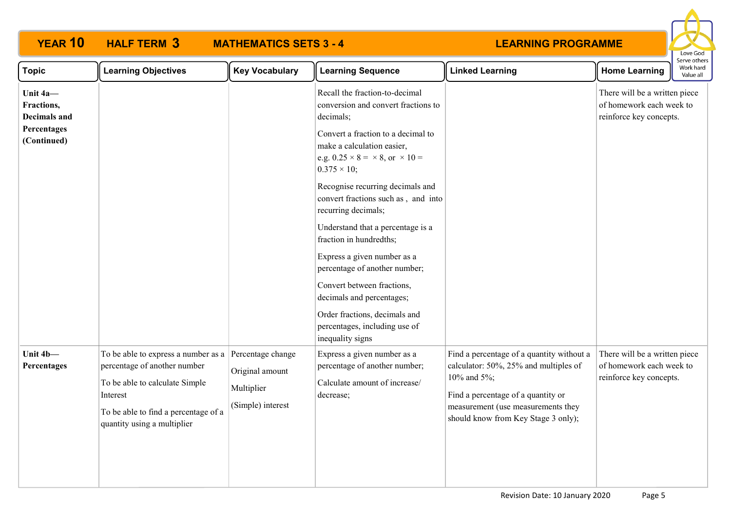# YEAR 10 HALF TERM 3 MATHEMATICS SETS 3 - 4 LEARNING PROGRAMME

| Topic | Learning Objectives | Key Vocabulary | Learning Sequence | Linked Learning | Home Learning |
|---|---|---|---|---|---|
| **Unit 4a—Fractions, Decimals and Percentages (Continued)** | | | Recall the fraction-to-decimal conversion and convert fractions to decimals;<br><br>Convert a fraction to a decimal to make a calculation easier, e.g. $0.25 \times 8 = \times 8$, or $\times 10 = 0.375 \times 10$;<br><br>Recognise recurring decimals and convert fractions such as , and into recurring decimals;<br><br>Understand that a percentage is a fraction in hundredths;<br><br>Express a given number as a percentage of another number;<br><br>Convert between fractions, decimals and percentages;<br><br>Order fractions, decimals and percentages, including use of inequality signs | | There will be a written piece of homework each week to reinforce key concepts. |
| **Unit 4b—Percentages** | To be able to express a number as a percentage of another number<br><br>To be able to calculate Simple Interest<br><br>To be able to find a percentage of a quantity using a multiplier | Percentage change<br><br>Original amount<br><br>Multiplier<br><br>(Simple) interest | Express a given number as a percentage of another number;<br><br>Calculate amount of increase/ decrease; | Find a percentage of a quantity without a calculator: 50%, 25% and multiples of 10% and 5%;<br><br>Find a percentage of a quantity or measurement (use measurements they should know from Key Stage 3 only); | There will be a written piece of homework each week to reinforce key concepts. |

Revision Date: 10 January 2020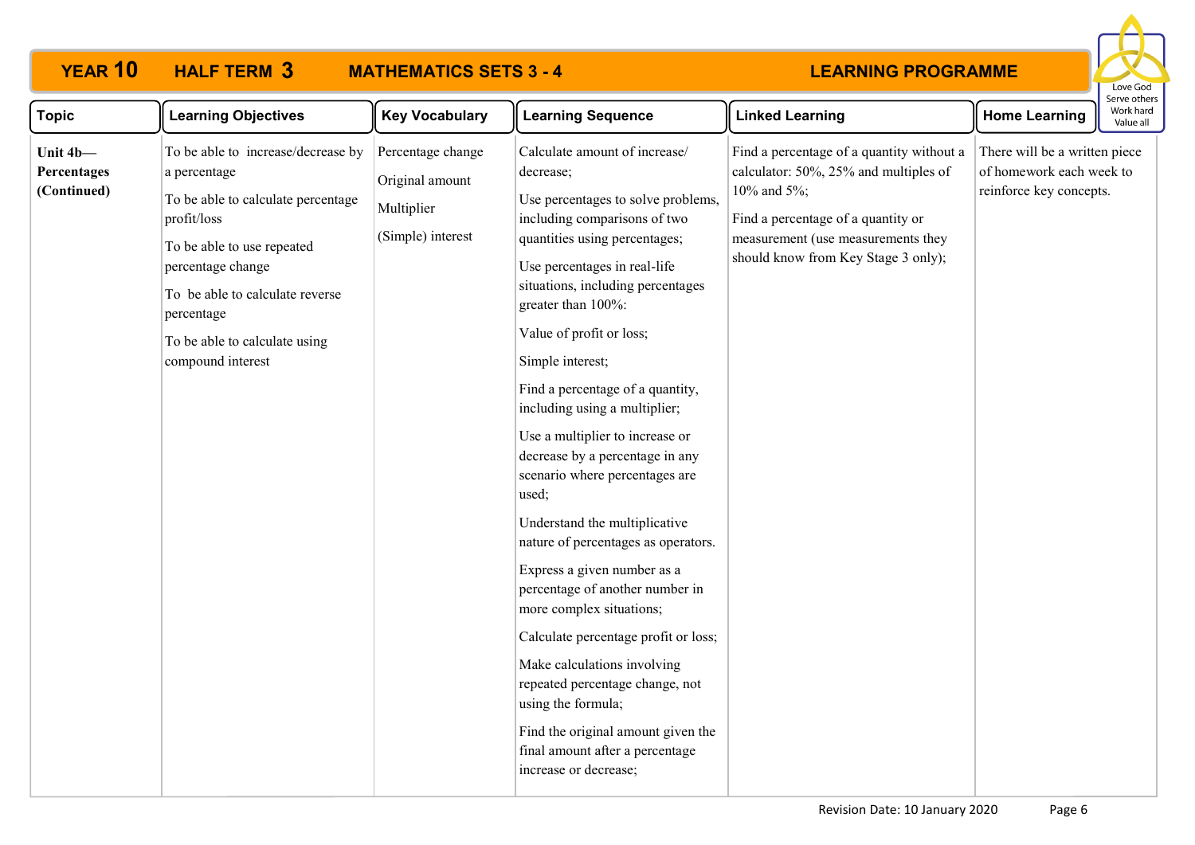# YEAR 10 HALF TERM 3 MATHEMATICS SETS 3 - 4 LEARNING PROGRAMME

Love God
Serve others
Work hard
Value all

| Topic | Learning Objectives | Key Vocabulary | Learning Sequence | Linked Learning | Home Learning |
|---|---|---|---|---|---|
| **Unit 4b—Percentages (Continued)** | To be able to increase/decrease by a percentage<br><br>To be able to calculate percentage profit/loss<br><br>To be able to use repeated percentage change<br><br>To be able to calculate reverse percentage<br><br>To be able to calculate using compound interest | Percentage change<br><br>Original amount<br><br>Multiplier<br><br>(Simple) interest | Calculate amount of increase/decrease;<br><br>Use percentages to solve problems, including comparisons of two quantities using percentages;<br><br>Use percentages in real-life situations, including percentages greater than 100%:<br><br>Value of profit or loss;<br><br>Simple interest;<br><br>Find a percentage of a quantity, including using a multiplier;<br><br>Use a multiplier to increase or decrease by a percentage in any scenario where percentages are used;<br><br>Understand the multiplicative nature of percentages as operators.<br><br>Express a given number as a percentage of another number in more complex situations;<br><br>Calculate percentage profit or loss;<br><br>Make calculations involving repeated percentage change, not using the formula;<br><br>Find the original amount given the final amount after a percentage increase or decrease; | Find a percentage of a quantity without a calculator: 50%, 25% and multiples of 10% and 5%;<br><br>Find a percentage of a quantity or measurement (use measurements they should know from Key Stage 3 only); | There will be a written piece of homework each week to reinforce key concepts. |

Revision Date: 10 January 2020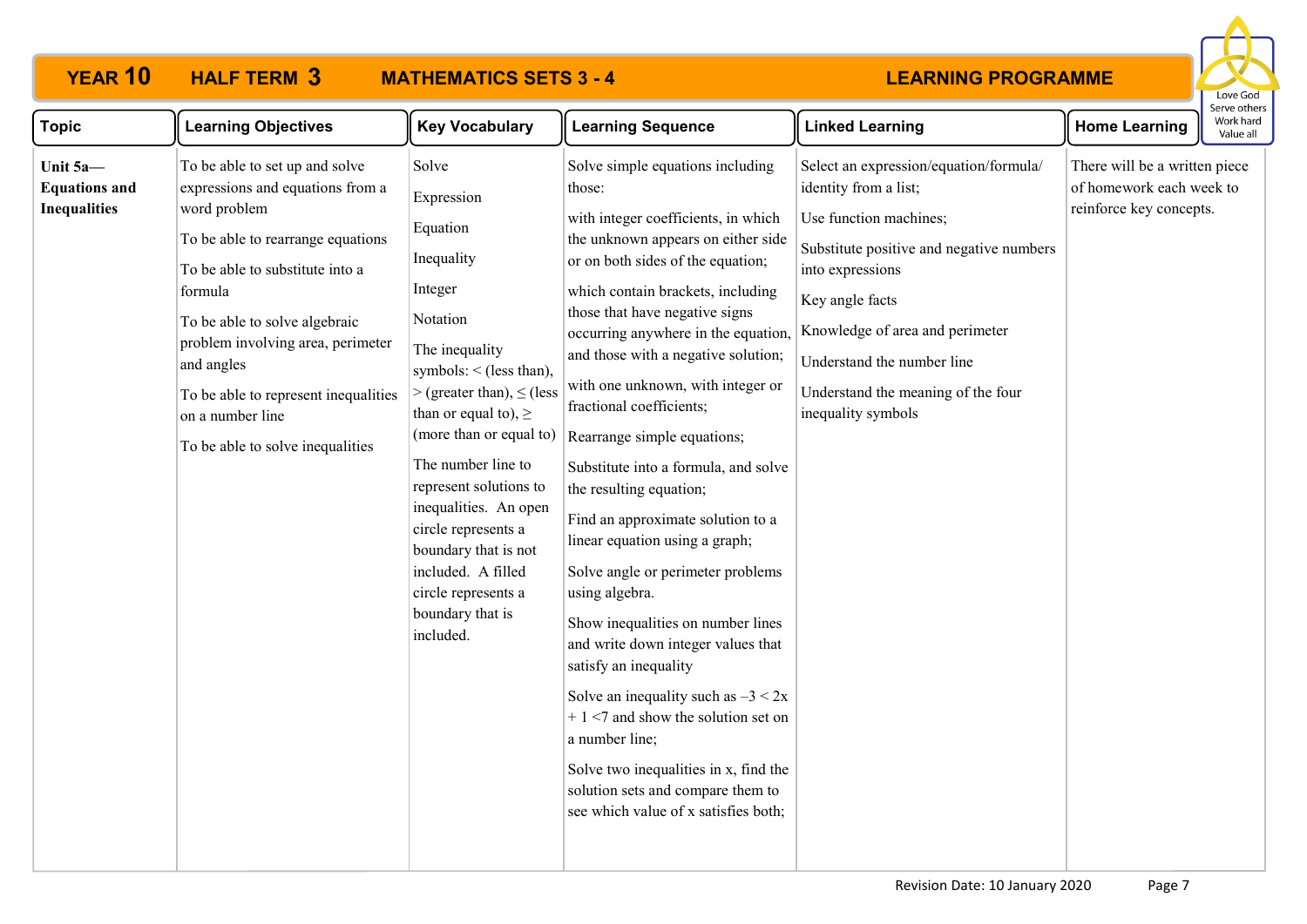# YEAR 10 HALF TERM 3 MATHEMATICS SETS 3 - 4 LEARNING PROGRAMME

Love God, Serve others, Work hard, Value all

| Topic | Learning Objectives | Key Vocabulary | Learning Sequence | Linked Learning | Home Learning |
|---|---|---|---|---|---|
| **Unit 5a—Equations and Inequalities** | To be able to set up and solve expressions and equations from a word problem<br><br>To be able to rearrange equations<br><br>To be able to substitute into a formula<br><br>To be able to solve algebraic problem involving area, perimeter and angles<br><br>To be able to represent inequalities on a number line<br><br>To be able to solve inequalities | Solve<br><br>Expression<br><br>Equation<br><br>Inequality<br><br>Integer<br><br>Notation<br><br>The inequality symbols: $<$ (less than), $>$ (greater than), $\leq$ (less than or equal to), $\geq$ (more than or equal to)<br><br>The number line to represent solutions to inequalities. An open circle represents a boundary that is not included. A filled circle represents a boundary that is included. | Solve simple equations including those:<br><br>with integer coefficients, in which the unknown appears on either side or on both sides of the equation;<br><br>which contain brackets, including those that have negative signs occurring anywhere in the equation, and those with a negative solution;<br><br>with one unknown, with integer or fractional coefficients;<br><br>Rearrange simple equations;<br><br>Substitute into a formula, and solve the resulting equation;<br><br>Find an approximate solution to a linear equation using a graph;<br><br>Solve angle or perimeter problems using algebra.<br><br>Show inequalities on number lines and write down integer values that satisfy an inequality<br><br>Solve an inequality such as $-3 < 2x + 1 < 7$ and show the solution set on a number line;<br><br>Solve two inequalities in x, find the solution sets and compare them to see which value of x satisfies both; | Select an expression/equation/formula/ identity from a list;<br><br>Use function machines;<br><br>Substitute positive and negative numbers into expressions<br><br>Key angle facts<br><br>Knowledge of area and perimeter<br><br>Understand the number line<br><br>Understand the meaning of the four inequality symbols | There will be a written piece of homework each week to reinforce key concepts. |

Revision Date: 10 January 2020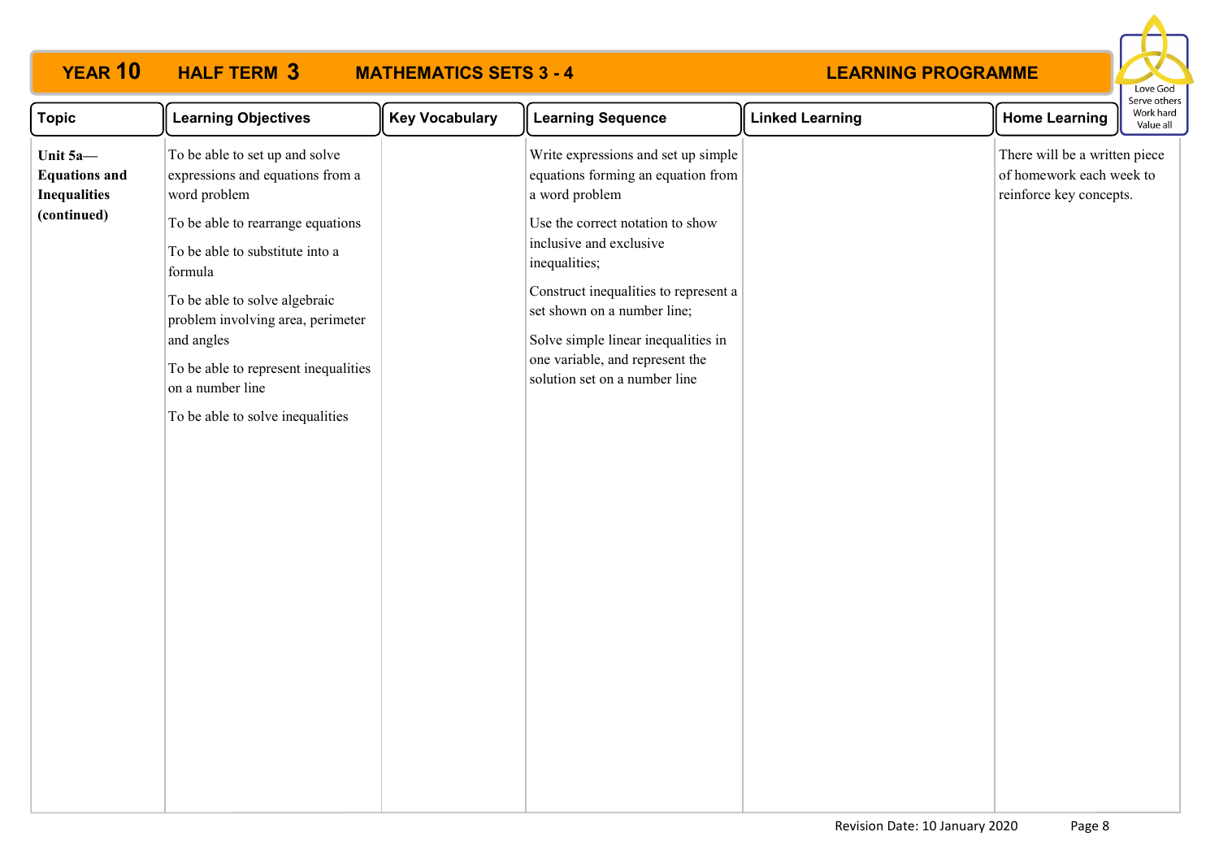# YEAR 10 HALF TERM 3 MATHEMATICS SETS 3 - 4 LEARNING PROGRAMME

| Topic | Learning Objectives | Key Vocabulary | Learning Sequence | Linked Learning | Home Learning |
|---|---|---|---|---|---|
| **Unit 5a—Equations and Inequalities (continued)** | To be able to set up and solve expressions and equations from a word problem<br><br>To be able to rearrange equations<br><br>To be able to substitute into a formula<br><br>To be able to solve algebraic problem involving area, perimeter and angles<br><br>To be able to represent inequalities on a number line<br><br>To be able to solve inequalities | | Write expressions and set up simple equations forming an equation from a word problem<br><br>Use the correct notation to show inclusive and exclusive inequalities;<br><br>Construct inequalities to represent a set shown on a number line;<br><br>Solve simple linear inequalities in one variable, and represent the solution set on a number line | | There will be a written piece of homework each week to reinforce key concepts. |

Revision Date: 10 January 2020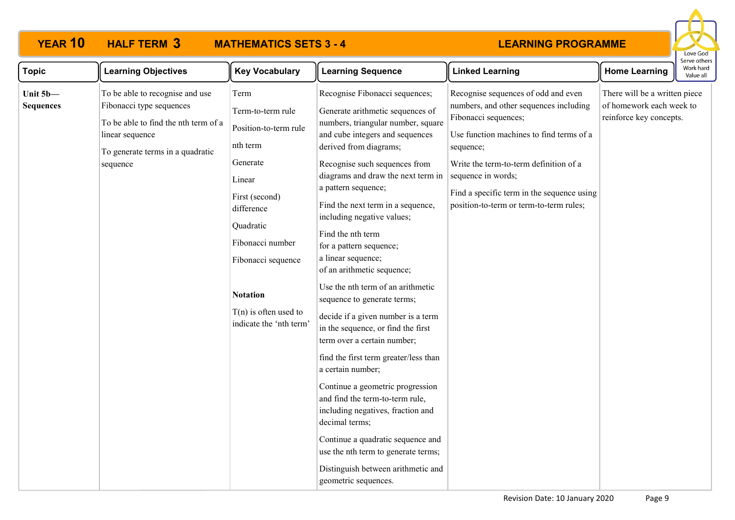# YEAR 10 HALF TERM 3 MATHEMATICS SETS 3 - 4 LEARNING PROGRAMME

| Topic | Learning Objectives | Key Vocabulary | Learning Sequence | Linked Learning | Home Learning |
|---|---|---|---|---|---|
| **Unit 5b—Sequences** | To be able to recognise and use Fibonacci type sequences<br><br>To be able to find the nth term of a linear sequence<br><br>To generate terms in a quadratic sequence | Term<br><br>Term-to-term rule<br><br>Position-to-term rule<br><br>nth term<br><br>Generate<br><br>Linear<br><br>First (second) difference<br><br>Quadratic<br><br>Fibonacci number<br><br>Fibonacci sequence<br><br>**Notation**<br><br>T(n) is often used to indicate the 'nth term' | Recognise Fibonacci sequences;<br><br>Generate arithmetic sequences of numbers, triangular number, square and cube integers and sequences derived from diagrams;<br><br>Recognise such sequences from diagrams and draw the next term in a pattern sequence;<br><br>Find the next term in a sequence, including negative values;<br><br>Find the nth term<br>for a pattern sequence;<br>a linear sequence;<br>of an arithmetic sequence;<br><br>Use the nth term of an arithmetic sequence to generate terms;<br><br>decide if a given number is a term in the sequence, or find the first term over a certain number;<br><br>find the first term greater/less than a certain number;<br><br>Continue a geometric progression and find the term-to-term rule, including negatives, fraction and decimal terms;<br><br>Continue a quadratic sequence and use the nth term to generate terms;<br><br>Distinguish between arithmetic and geometric sequences. | Recognise sequences of odd and even numbers, and other sequences including Fibonacci sequences;<br><br>Use function machines to find terms of a sequence;<br><br>Write the term-to-term definition of a sequence in words;<br><br>Find a specific term in the sequence using position-to-term or term-to-term rules; | There will be a written piece of homework each week to reinforce key concepts. |

Revision Date: 10 January 2020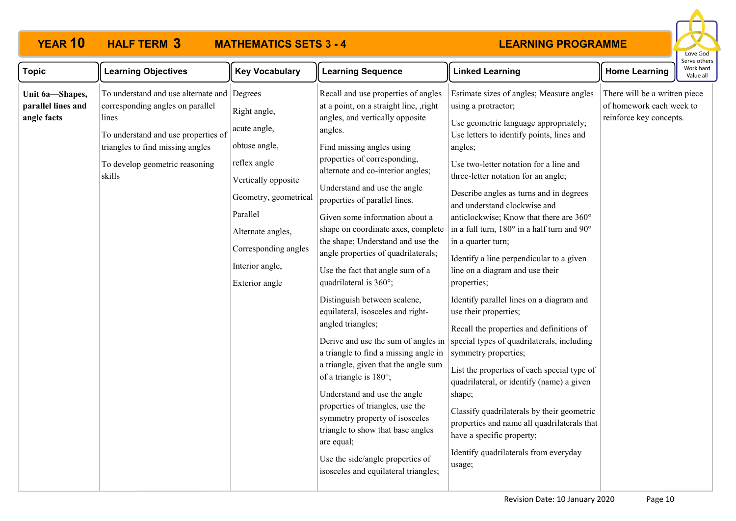# YEAR 10 HALF TERM 3 MATHEMATICS SETS 3 - 4 LEARNING PROGRAMME

Love God
Serve others
Work hard
Value all

| Topic | Learning Objectives | Key Vocabulary | Learning Sequence | Linked Learning | Home Learning |
|---|---|---|---|---|---|
| **Unit 6a—Shapes, parallel lines and angle facts** | To understand and use alternate and corresponding angles on parallel lines<br><br>To understand and use properties of triangles to find missing angles<br><br>To develop geometric reasoning skills | Degrees<br><br>Right angle,<br><br>acute angle,<br><br>obtuse angle,<br><br>reflex angle<br><br>Vertically opposite<br><br>Geometry, geometrical<br><br>Parallel<br><br>Alternate angles,<br><br>Corresponding angles<br><br>Interior angle,<br><br>Exterior angle | Recall and use properties of angles at a point, on a straight line, ,right angles, and vertically opposite angles.<br><br>Find missing angles using properties of corresponding, alternate and co-interior angles;<br><br>Understand and use the angle properties of parallel lines.<br><br>Given some information about a shape on coordinate axes, complete the shape; Understand and use the angle properties of quadrilaterals;<br><br>Use the fact that angle sum of a quadrilateral is 360°;<br><br>Distinguish between scalene, equilateral, isosceles and right-angled triangles;<br><br>Derive and use the sum of angles in a triangle to find a missing angle in a triangle, given that the angle sum of a triangle is 180°;<br><br>Understand and use the angle properties of triangles, use the symmetry property of isosceles triangle to show that base angles are equal;<br><br>Use the side/angle properties of isosceles and equilateral triangles; | Estimate sizes of angles; Measure angles using a protractor;<br><br>Use geometric language appropriately; Use letters to identify points, lines and angles;<br><br>Use two-letter notation for a line and three-letter notation for an angle;<br><br>Describe angles as turns and in degrees and understand clockwise and anticlockwise; Know that there are 360° in a full turn, 180° in a half turn and 90° in a quarter turn;<br><br>Identify a line perpendicular to a given line on a diagram and use their properties;<br><br>Identify parallel lines on a diagram and use their properties;<br><br>Recall the properties and definitions of special types of quadrilaterals, including symmetry properties;<br><br>List the properties of each special type of quadrilateral, or identify (name) a given shape;<br><br>Classify quadrilaterals by their geometric properties and name all quadrilaterals that have a specific property;<br><br>Identify quadrilaterals from everyday usage; | There will be a written piece of homework each week to reinforce key concepts. |

Revision Date: 10 January 2020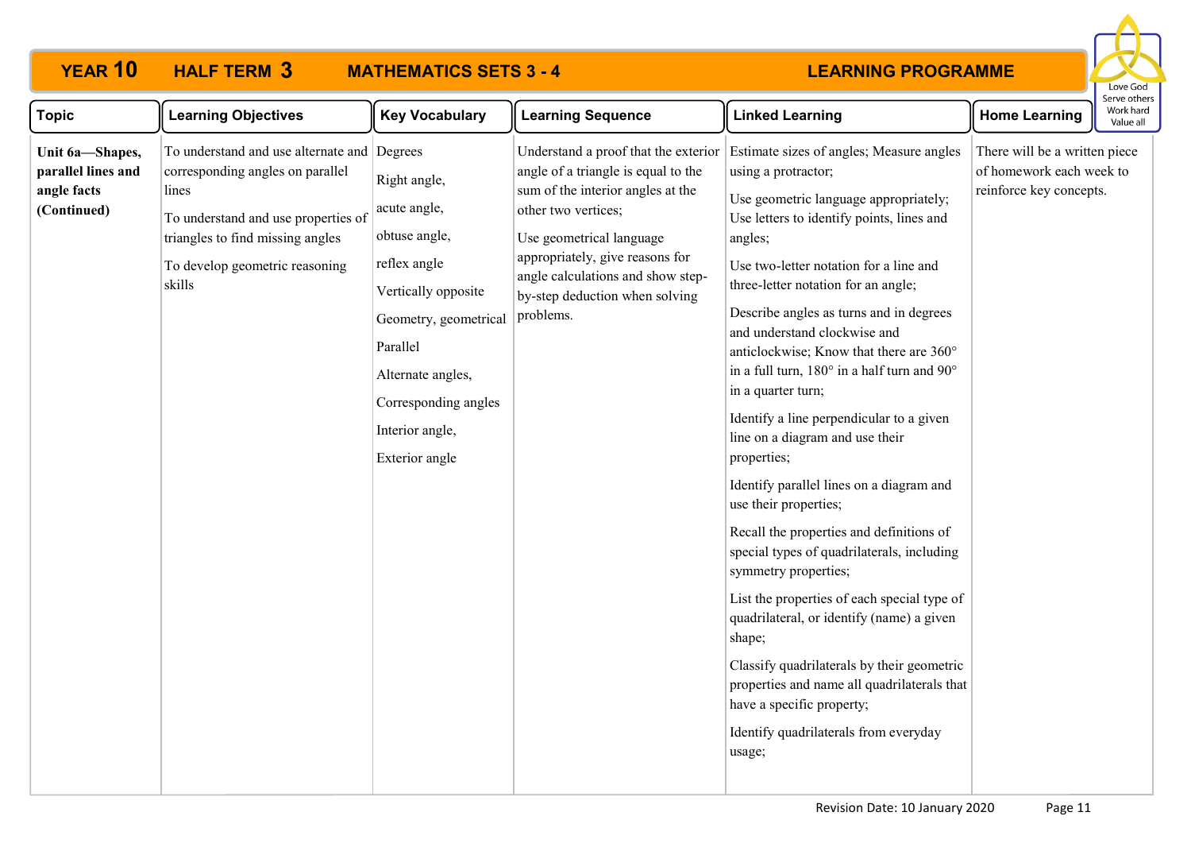# YEAR 10 HALF TERM 3 MATHEMATICS SETS 3 - 4 LEARNING PROGRAMME

Love God
Serve others
Work hard
Value all

| Topic | Learning Objectives | Key Vocabulary | Learning Sequence | Linked Learning | Home Learning |
|---|---|---|---|---|---|
| **Unit 6a—Shapes, parallel lines and angle facts (Continued)** | To understand and use alternate and corresponding angles on parallel lines<br><br>To understand and use properties of triangles to find missing angles<br><br>To develop geometric reasoning skills | Degrees<br><br>Right angle,<br><br>acute angle,<br><br>obtuse angle,<br><br>reflex angle<br><br>Vertically opposite<br><br>Geometry, geometrical<br><br>Parallel<br><br>Alternate angles,<br><br>Corresponding angles<br><br>Interior angle,<br><br>Exterior angle | Understand a proof that the exterior angle of a triangle is equal to the sum of the interior angles at the other two vertices;<br><br>Use geometrical language appropriately, give reasons for angle calculations and show step-by-step deduction when solving problems. | Estimate sizes of angles; Measure angles using a protractor;<br><br>Use geometric language appropriately; Use letters to identify points, lines and angles;<br><br>Use two-letter notation for a line and three-letter notation for an angle;<br><br>Describe angles as turns and in degrees and understand clockwise and anticlockwise; Know that there are 360° in a full turn, 180° in a half turn and 90° in a quarter turn;<br><br>Identify a line perpendicular to a given line on a diagram and use their properties;<br><br>Identify parallel lines on a diagram and use their properties;<br><br>Recall the properties and definitions of special types of quadrilaterals, including symmetry properties;<br><br>List the properties of each special type of quadrilateral, or identify (name) a given shape;<br><br>Classify quadrilaterals by their geometric properties and name all quadrilaterals that have a specific property;<br><br>Identify quadrilaterals from everyday usage; | There will be a written piece of homework each week to reinforce key concepts. |

Revision Date: 10 January 2020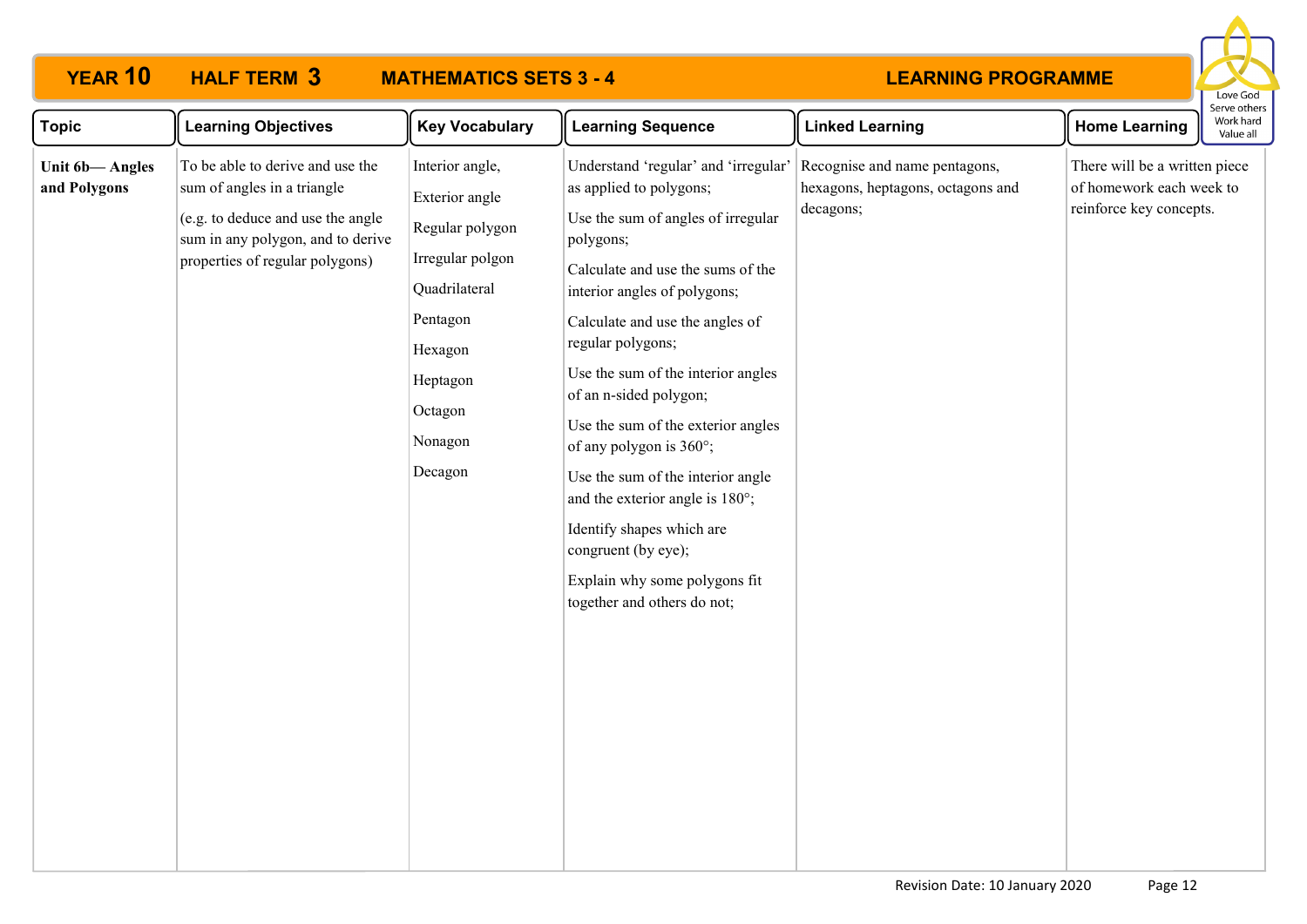# YEAR 10 HALF TERM 3 MATHEMATICS SETS 3 - 4 LEARNING PROGRAMME

Love God
Serve others
Work hard
Value all

| Topic | Learning Objectives | Key Vocabulary | Learning Sequence | Linked Learning | Home Learning |
|---|---|---|---|---|---|
| **Unit 6b— Angles and Polygons** | To be able to derive and use the sum of angles in a triangle<br><br>(e.g. to deduce and use the angle sum in any polygon, and to derive properties of regular polygons) | Interior angle,<br>Exterior angle<br>Regular polygon<br>Irregular polgon<br>Quadrilateral<br>Pentagon<br>Hexagon<br>Heptagon<br>Octagon<br>Nonagon<br>Decagon | Understand 'regular' and 'irregular' as applied to polygons;<br><br>Use the sum of angles of irregular polygons;<br><br>Calculate and use the sums of the interior angles of polygons;<br><br>Calculate and use the angles of regular polygons;<br><br>Use the sum of the interior angles of an n-sided polygon;<br><br>Use the sum of the exterior angles of any polygon is 360°;<br><br>Use the sum of the interior angle and the exterior angle is 180°;<br><br>Identify shapes which are congruent (by eye);<br><br>Explain why some polygons fit together and others do not; | Recognise and name pentagons, hexagons, heptagons, octagons and decagons; | There will be a written piece of homework each week to reinforce key concepts. |

Revision Date: 10 January 2020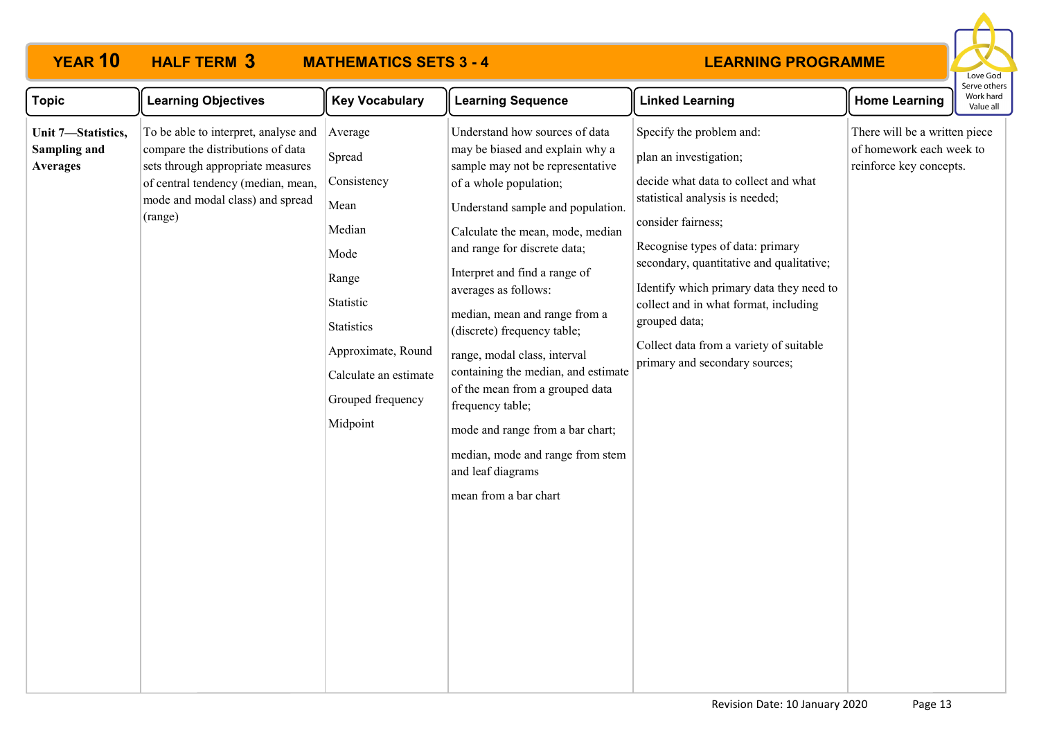# YEAR 10 HALF TERM 3 MATHEMATICS SETS 3 - 4 LEARNING PROGRAMME

| Topic | Learning Objectives | Key Vocabulary | Learning Sequence | Linked Learning | Home Learning |
|---|---|---|---|---|---|
| **Unit 7—Statistics, Sampling and Averages** | To be able to interpret, analyse and compare the distributions of data sets through appropriate measures of central tendency (median, mean, mode and modal class) and spread (range) | Average<br>Spread<br>Consistency<br>Mean<br>Median<br>Mode<br>Range<br>Statistic<br>Statistics<br>Approximate, Round<br>Calculate an estimate<br>Grouped frequency<br>Midpoint | Understand how sources of data may be biased and explain why a sample may not be representative of a whole population;<br>Understand sample and population.<br>Calculate the mean, mode, median and range for discrete data;<br>Interpret and find a range of averages as follows:<br>median, mean and range from a (discrete) frequency table;<br>range, modal class, interval containing the median, and estimate of the mean from a grouped data frequency table;<br>mode and range from a bar chart;<br>median, mode and range from stem and leaf diagrams<br>mean from a bar chart | Specify the problem and:<br>plan an investigation;<br>decide what data to collect and what statistical analysis is needed;<br>consider fairness;<br>Recognise types of data: primary secondary, quantitative and qualitative;<br>Identify which primary data they need to collect and in what format, including grouped data;<br>Collect data from a variety of suitable primary and secondary sources; | There will be a written piece of homework each week to reinforce key concepts. |

Revision Date: 10 January 2020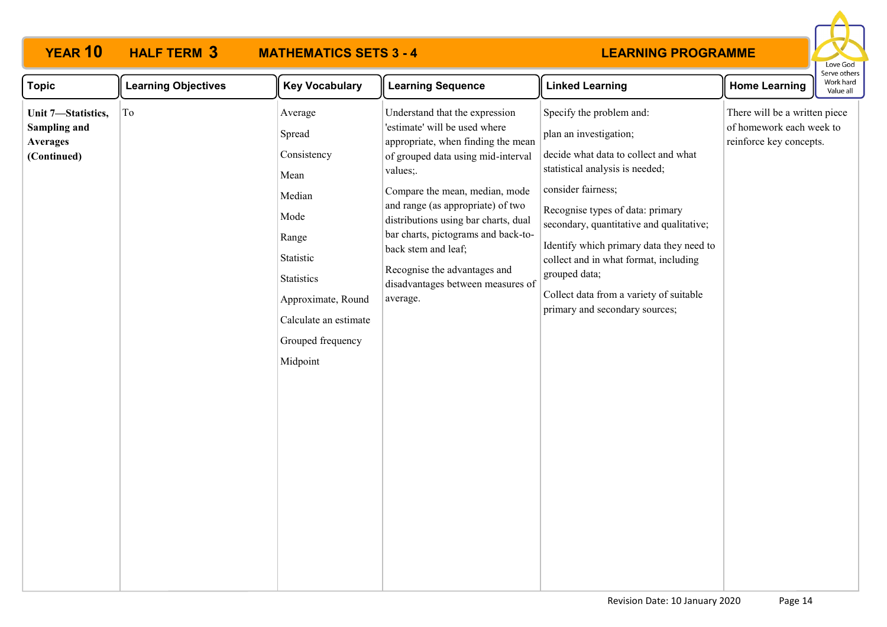# YEAR 10 HALF TERM 3 MATHEMATICS SETS 3 - 4 LEARNING PROGRAMME

Love God
Serve others
Work hard
Value all

| Topic | Learning Objectives | Key Vocabulary | Learning Sequence | Linked Learning | Home Learning |
|---|---|---|---|---|---|
| **Unit 7—Statistics, Sampling and Averages (Continued)** | To | Average<br>Spread<br>Consistency<br>Mean<br>Median<br>Mode<br>Range<br>Statistic<br>Statistics<br>Approximate, Round<br>Calculate an estimate<br>Grouped frequency<br>Midpoint | Understand that the expression 'estimate' will be used where appropriate, when finding the mean of grouped data using mid-interval values;.<br><br>Compare the mean, median, mode and range (as appropriate) of two distributions using bar charts, dual bar charts, pictograms and back-to-back stem and leaf;<br><br>Recognise the advantages and disadvantages between measures of average. | Specify the problem and:<br><br>plan an investigation;<br><br>decide what data to collect and what statistical analysis is needed;<br><br>consider fairness;<br><br>Recognise types of data: primary secondary, quantitative and qualitative;<br><br>Identify which primary data they need to collect and in what format, including grouped data;<br><br>Collect data from a variety of suitable primary and secondary sources; | There will be a written piece of homework each week to reinforce key concepts. |

Revision Date: 10 January 2020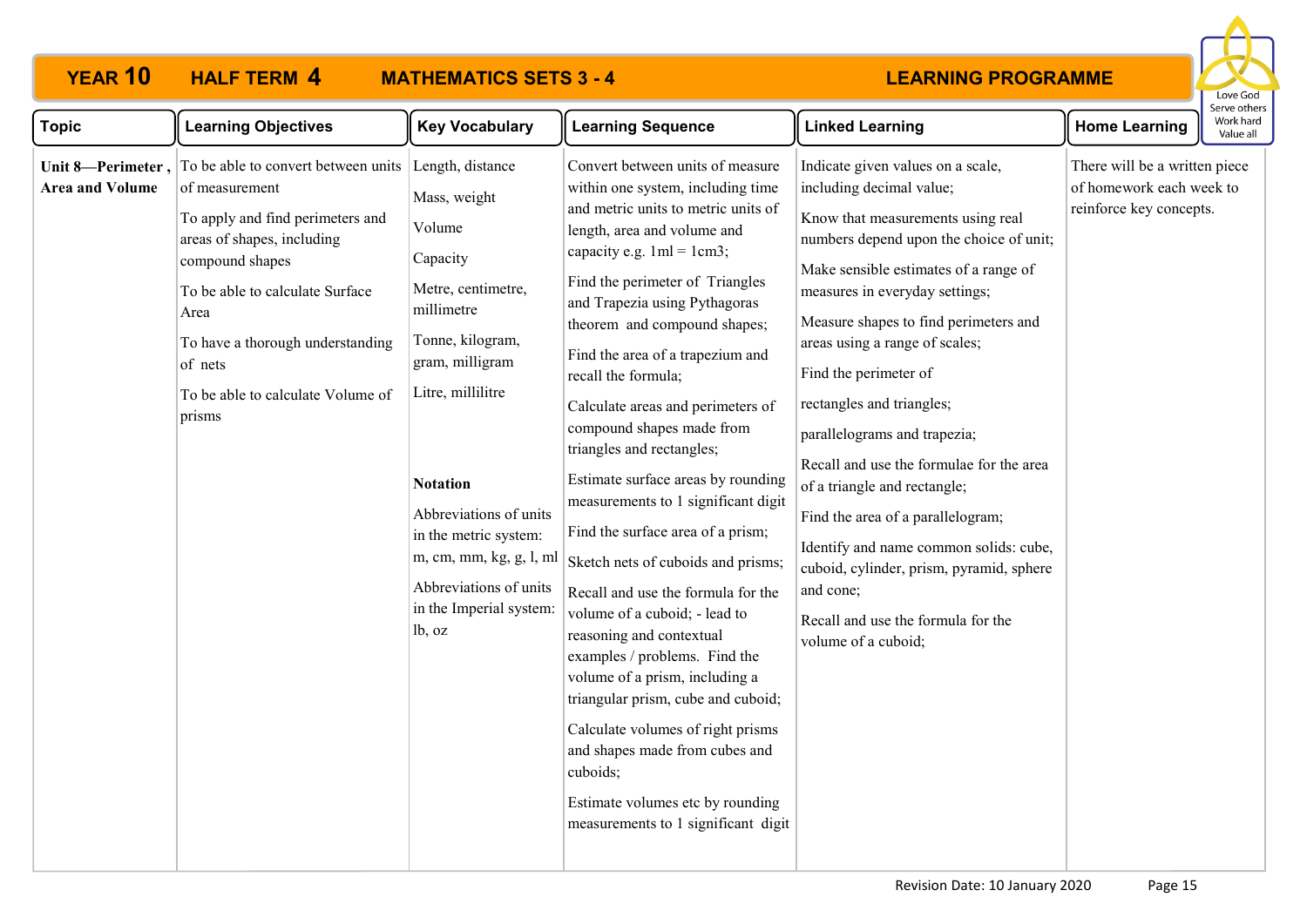# YEAR 10 HALF TERM 4 MATHEMATICS SETS 3 - 4 LEARNING PROGRAMME

| Topic | Learning Objectives | Key Vocabulary | Learning Sequence | Linked Learning | Home Learning |
|---|---|---|---|---|---|
| **Unit 8—Perimeter, Area and Volume** | To be able to convert between units of measurement<br><br>To apply and find perimeters and areas of shapes, including compound shapes<br><br>To be able to calculate Surface Area<br><br>To have a thorough understanding of nets<br><br>To be able to calculate Volume of prisms | Length, distance<br><br>Mass, weight<br><br>Volume<br><br>Capacity<br><br>Metre, centimetre, millimetre<br><br>Tonne, kilogram, gram, milligram<br><br>Litre, millilitre<br><br>**Notation**<br><br>Abbreviations of units in the metric system: m, cm, mm, kg, g, l, ml<br><br>Abbreviations of units in the Imperial system: lb, oz | Convert between units of measure within one system, including time and metric units to metric units of length, area and volume and capacity e.g. 1ml = 1cm3;<br><br>Find the perimeter of Triangles and Trapezia using Pythagoras theorem and compound shapes;<br><br>Find the area of a trapezium and recall the formula;<br><br>Calculate areas and perimeters of compound shapes made from triangles and rectangles;<br><br>Estimate surface areas by rounding measurements to 1 significant digit<br><br>Find the surface area of a prism;<br><br>Sketch nets of cuboids and prisms;<br><br>Recall and use the formula for the volume of a cuboid; - lead to reasoning and contextual examples / problems. Find the volume of a prism, including a triangular prism, cube and cuboid;<br><br>Calculate volumes of right prisms and shapes made from cubes and cuboids;<br><br>Estimate volumes etc by rounding measurements to 1 significant digit | Indicate given values on a scale, including decimal value;<br><br>Know that measurements using real numbers depend upon the choice of unit;<br><br>Make sensible estimates of a range of measures in everyday settings;<br><br>Measure shapes to find perimeters and areas using a range of scales;<br><br>Find the perimeter of<br><br>rectangles and triangles;<br><br>parallelograms and trapezia;<br><br>Recall and use the formulae for the area of a triangle and rectangle;<br><br>Find the area of a parallelogram;<br><br>Identify and name common solids: cube, cuboid, cylinder, prism, pyramid, sphere and cone;<br><br>Recall and use the formula for the volume of a cuboid; | There will be a written piece of homework each week to reinforce key concepts. |

Revision Date: 10 January 2020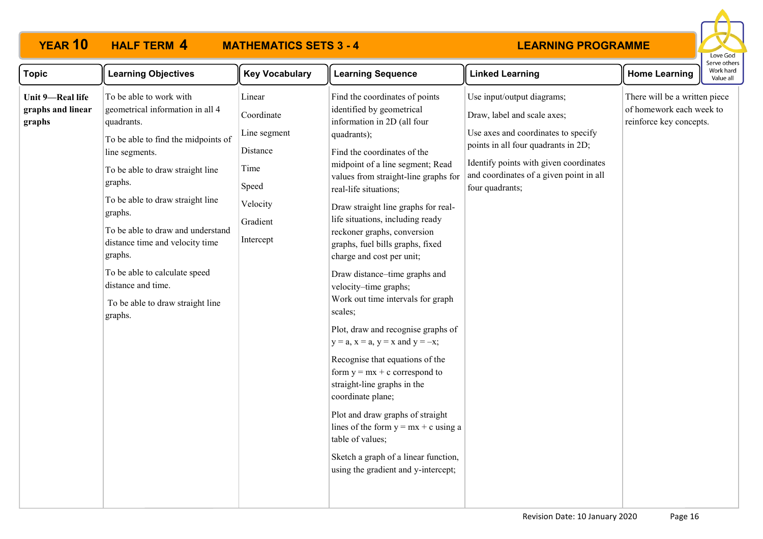# YEAR 10 HALF TERM 4 MATHEMATICS SETS 3 - 4 LEARNING PROGRAMME

| Topic | Learning Objectives | Key Vocabulary | Learning Sequence | Linked Learning | Home Learning |
|---|---|---|---|---|---|
| **Unit 9—Real life graphs and linear graphs** | To be able to work with geometrical information in all 4 quadrants.<br><br>To be able to find the midpoints of line segments.<br><br>To be able to draw straight line graphs.<br><br>To be able to draw straight line graphs.<br><br>To be able to draw and understand distance time and velocity time graphs.<br><br>To be able to calculate speed distance and time.<br><br>To be able to draw straight line graphs. | Linear<br><br>Coordinate<br><br>Line segment<br><br>Distance<br><br>Time<br><br>Speed<br><br>Velocity<br><br>Gradient<br><br>Intercept | Find the coordinates of points identified by geometrical information in 2D (all four quadrants);<br><br>Find the coordinates of the midpoint of a line segment; Read values from straight-line graphs for real-life situations;<br><br>Draw straight line graphs for real-life situations, including ready reckoner graphs, conversion graphs, fuel bills graphs, fixed charge and cost per unit;<br><br>Draw distance–time graphs and velocity–time graphs;<br>Work out time intervals for graph scales;<br><br>Plot, draw and recognise graphs of $y = a$, $x = a$, $y = x$ and $y = -x$;<br><br>Recognise that equations of the form $y = mx + c$ correspond to straight-line graphs in the coordinate plane;<br><br>Plot and draw graphs of straight lines of the form $y = mx + c$ using a table of values;<br><br>Sketch a graph of a linear function, using the gradient and y-intercept; | Use input/output diagrams;<br><br>Draw, label and scale axes;<br><br>Use axes and coordinates to specify points in all four quadrants in 2D;<br><br>Identify points with given coordinates and coordinates of a given point in all four quadrants; | There will be a written piece of homework each week to reinforce key concepts. |

Revision Date: 10 January 2020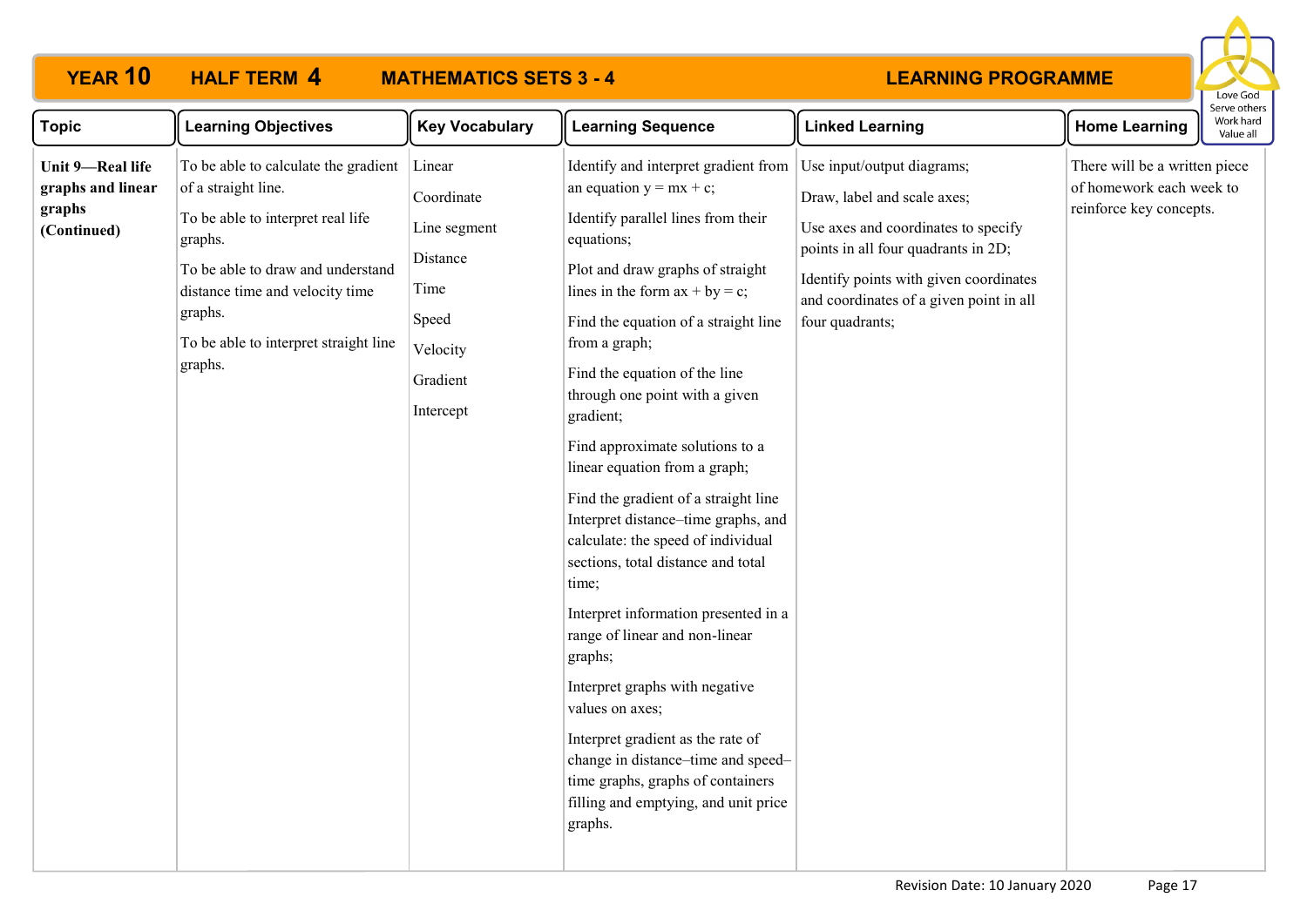# YEAR 10 HALF TERM 4 MATHEMATICS SETS 3 - 4 LEARNING PROGRAMME

Love God
Serve others
Work hard
Value all

| Topic | Learning Objectives | Key Vocabulary | Learning Sequence | Linked Learning | Home Learning |
|---|---|---|---|---|---|
| **Unit 9—Real life graphs and linear graphs (Continued)** | To be able to calculate the gradient of a straight line.<br><br>To be able to interpret real life graphs.<br><br>To be able to draw and understand distance time and velocity time graphs.<br><br>To be able to interpret straight line graphs. | Linear<br><br>Coordinate<br><br>Line segment<br><br>Distance<br><br>Time<br><br>Speed<br><br>Velocity<br><br>Gradient<br><br>Intercept | Identify and interpret gradient from an equation $y = mx + c$;<br><br>Identify parallel lines from their equations;<br><br>Plot and draw graphs of straight lines in the form $ax + by = c$;<br><br>Find the equation of a straight line from a graph;<br><br>Find the equation of the line through one point with a given gradient;<br><br>Find approximate solutions to a linear equation from a graph;<br><br>Find the gradient of a straight line Interpret distance–time graphs, and calculate: the speed of individual sections, total distance and total time;<br><br>Interpret information presented in a range of linear and non-linear graphs;<br><br>Interpret graphs with negative values on axes;<br><br>Interpret gradient as the rate of change in distance–time and speed–time graphs, graphs of containers filling and emptying, and unit price graphs. | Use input/output diagrams;<br><br>Draw, label and scale axes;<br><br>Use axes and coordinates to specify points in all four quadrants in 2D;<br><br>Identify points with given coordinates and coordinates of a given point in all four quadrants; | There will be a written piece of homework each week to reinforce key concepts. |

Revision Date: 10 January 2020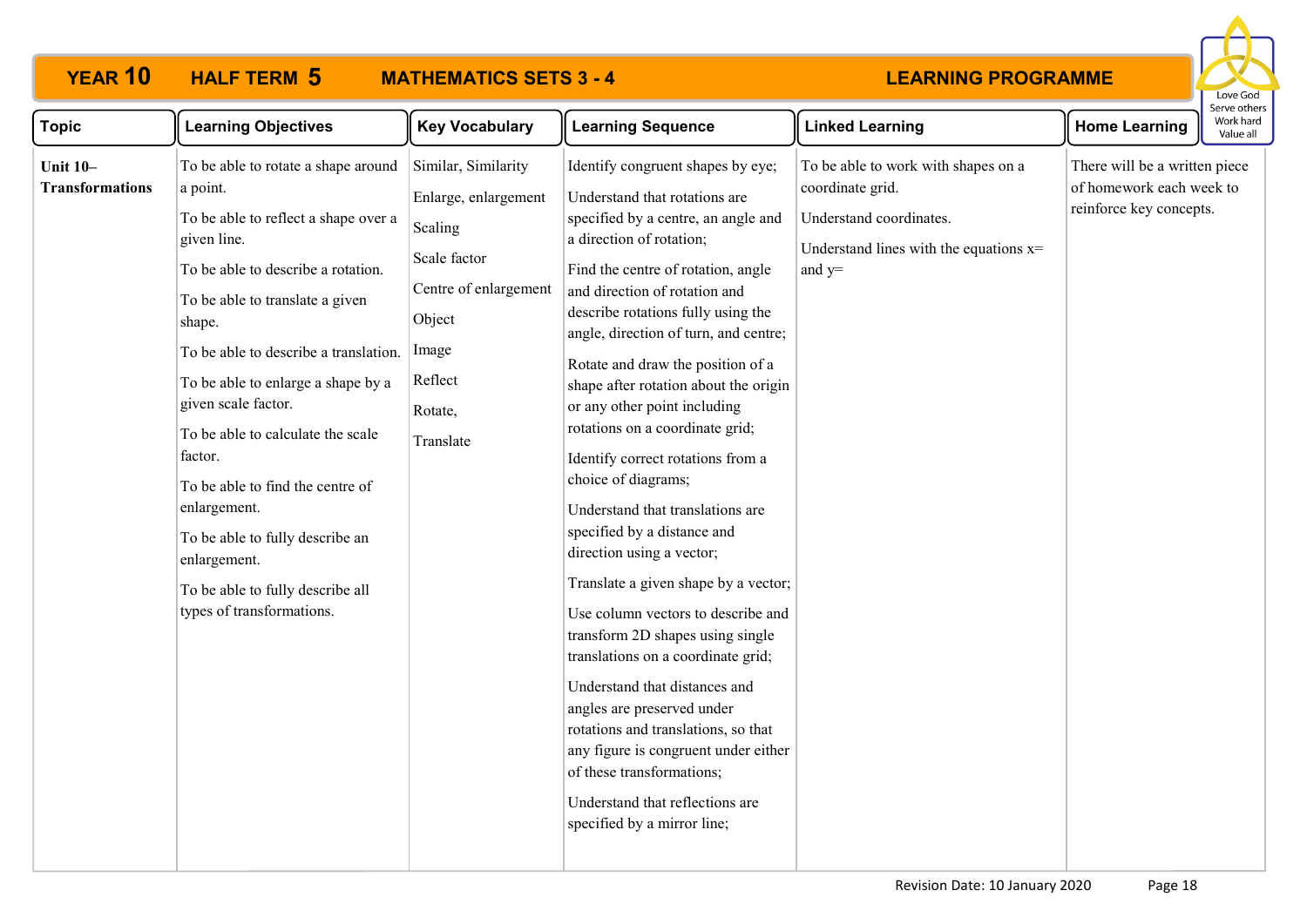# YEAR 10 HALF TERM 5 MATHEMATICS SETS 3 - 4 LEARNING PROGRAMME

| Topic | Learning Objectives | Key Vocabulary | Learning Sequence | Linked Learning | Home Learning |
|---|---|---|---|---|---|
| **Unit 10– Transformations** | To be able to rotate a shape around a point.<br>To be able to reflect a shape over a given line.<br>To be able to describe a rotation.<br>To be able to translate a given shape.<br>To be able to describe a translation.<br>To be able to enlarge a shape by a given scale factor.<br>To be able to calculate the scale factor.<br>To be able to find the centre of enlargement.<br>To be able to fully describe an enlargement.<br>To be able to fully describe all types of transformations. | Similar, Similarity<br>Enlarge, enlargement<br>Scaling<br>Scale factor<br>Centre of enlargement<br>Object<br>Image<br>Reflect<br>Rotate,<br>Translate | Identify congruent shapes by eye;<br>Understand that rotations are specified by a centre, an angle and a direction of rotation;<br>Find the centre of rotation, angle and direction of rotation and describe rotations fully using the angle, direction of turn, and centre;<br>Rotate and draw the position of a shape after rotation about the origin or any other point including rotations on a coordinate grid;<br>Identify correct rotations from a choice of diagrams;<br>Understand that translations are specified by a distance and direction using a vector;<br>Translate a given shape by a vector;<br>Use column vectors to describe and transform 2D shapes using single translations on a coordinate grid;<br>Understand that distances and angles are preserved under rotations and translations, so that any figure is congruent under either of these transformations;<br>Understand that reflections are specified by a mirror line; | To be able to work with shapes on a coordinate grid.<br>Understand coordinates.<br>Understand lines with the equations x= and y= | There will be a written piece of homework each week to reinforce key concepts. |

Revision Date: 10 January 2020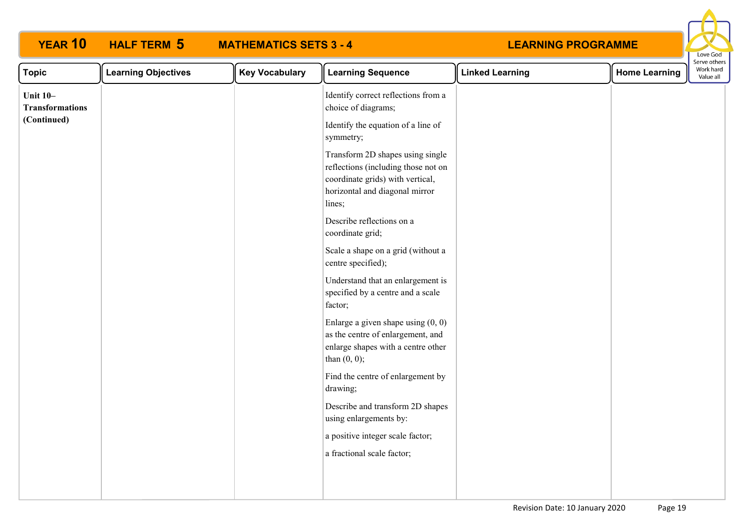**YEAR 10 HALF TERM 5 MATHEMATICS SETS 3 - 4 LEARNING PROGRAMME**

| Topic | Learning Objectives | Key Vocabulary | Learning Sequence | Linked Learning | Home Learning |
|---|---|---|---|---|---|
| **Unit 10– Transformations (Continued)** | | | Identify correct reflections from a choice of diagrams;<br><br>Identify the equation of a line of symmetry;<br><br>Transform 2D shapes using single reflections (including those not on coordinate grids) with vertical, horizontal and diagonal mirror lines;<br><br>Describe reflections on a coordinate grid;<br><br>Scale a shape on a grid (without a centre specified);<br><br>Understand that an enlargement is specified by a centre and a scale factor;<br><br>Enlarge a given shape using (0, 0) as the centre of enlargement, and enlarge shapes with a centre other than (0, 0);<br><br>Find the centre of enlargement by drawing;<br><br>Describe and transform 2D shapes using enlargements by:<br><br>a positive integer scale factor;<br><br>a fractional scale factor; | | |

Revision Date: 10 January 2020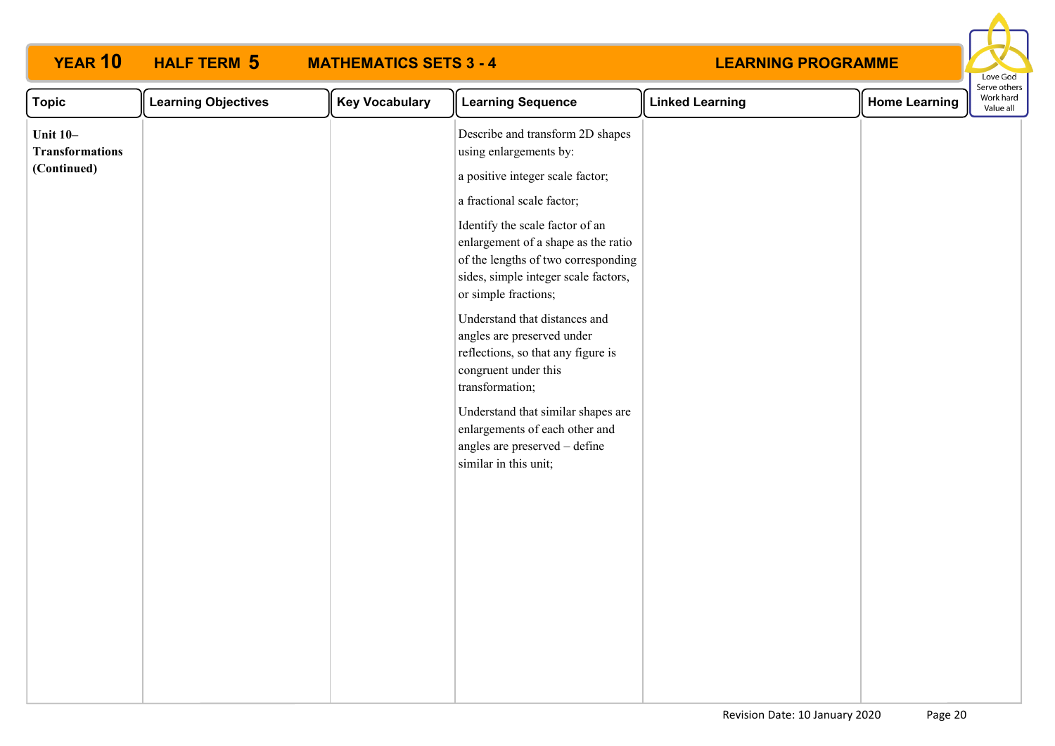**YEAR 10 HALF TERM 5 MATHEMATICS SETS 3 - 4 LEARNING PROGRAMME**

| Topic | Learning Objectives | Key Vocabulary | Learning Sequence | Linked Learning | Home Learning |
|---|---|---|---|---|---|
| **Unit 10– Transformations (Continued)** | | | Describe and transform 2D shapes using enlargements by:<br><br>a positive integer scale factor;<br><br>a fractional scale factor;<br><br>Identify the scale factor of an enlargement of a shape as the ratio of the lengths of two corresponding sides, simple integer scale factors, or simple fractions;<br><br>Understand that distances and angles are preserved under reflections, so that any figure is congruent under this transformation;<br><br>Understand that similar shapes are enlargements of each other and angles are preserved – define similar in this unit; | | |

Revision Date: 10 January 2020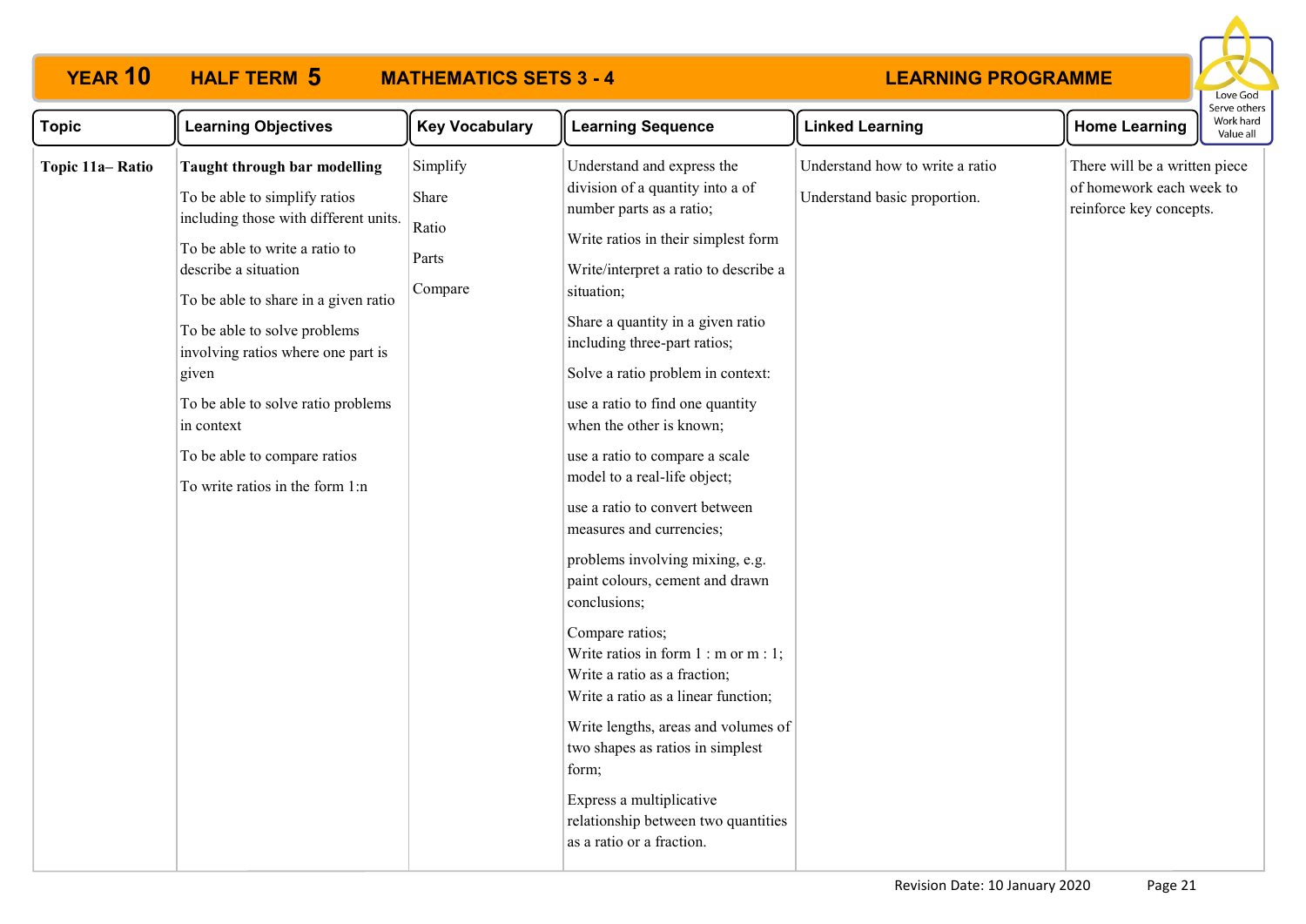# YEAR 10 HALF TERM 5 MATHEMATICS SETS 3 - 4 LEARNING PROGRAMME

Love God
Serve others
Work hard
Value all

| Topic | Learning Objectives | Key Vocabulary | Learning Sequence | Linked Learning | Home Learning |
|---|---|---|---|---|---|
| **Topic 11a– Ratio** | **Taught through bar modelling**<br><br>To be able to simplify ratios including those with different units.<br><br>To be able to write a ratio to describe a situation<br><br>To be able to share in a given ratio<br><br>To be able to solve problems involving ratios where one part is given<br><br>To be able to solve ratio problems in context<br><br>To be able to compare ratios<br><br>To write ratios in the form 1:n | Simplify<br><br>Share<br><br>Ratio<br><br>Parts<br><br>Compare | Understand and express the division of a quantity into a of number parts as a ratio;<br><br>Write ratios in their simplest form<br><br>Write/interpret a ratio to describe a situation;<br><br>Share a quantity in a given ratio including three-part ratios;<br><br>Solve a ratio problem in context:<br><br>use a ratio to find one quantity when the other is known;<br><br>use a ratio to compare a scale model to a real-life object;<br><br>use a ratio to convert between measures and currencies;<br><br>problems involving mixing, e.g. paint colours, cement and drawn conclusions;<br><br>Compare ratios;<br>Write ratios in form 1 : m or m : 1;<br>Write a ratio as a fraction;<br>Write a ratio as a linear function;<br><br>Write lengths, areas and volumes of two shapes as ratios in simplest form;<br><br>Express a multiplicative relationship between two quantities as a ratio or a fraction. | Understand how to write a ratio<br><br>Understand basic proportion. | There will be a written piece of homework each week to reinforce key concepts. |

Revision Date: 10 January 2020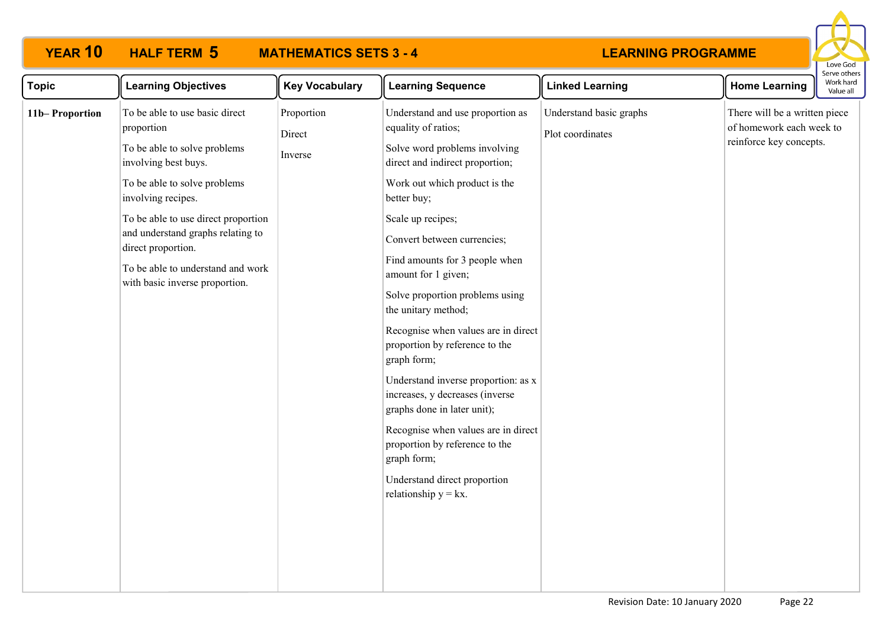# YEAR 10 HALF TERM 5 MATHEMATICS SETS 3 - 4 LEARNING PROGRAMME

| Topic | Learning Objectives | Key Vocabulary | Learning Sequence | Linked Learning | Home Learning |
|---|---|---|---|---|---|
| **11b– Proportion** | To be able to use basic direct proportion<br><br>To be able to solve problems involving best buys.<br><br>To be able to solve problems involving recipes.<br><br>To be able to use direct proportion and understand graphs relating to direct proportion.<br><br>To be able to understand and work with basic inverse proportion. | Proportion<br><br>Direct<br><br>Inverse | Understand and use proportion as equality of ratios;<br><br>Solve word problems involving direct and indirect proportion;<br><br>Work out which product is the better buy;<br><br>Scale up recipes;<br><br>Convert between currencies;<br><br>Find amounts for 3 people when amount for 1 given;<br><br>Solve proportion problems using the unitary method;<br><br>Recognise when values are in direct proportion by reference to the graph form;<br><br>Understand inverse proportion: as x increases, y decreases (inverse graphs done in later unit);<br><br>Recognise when values are in direct proportion by reference to the graph form;<br><br>Understand direct proportion relationship $y = kx$. | Understand basic graphs<br><br>Plot coordinates | There will be a written piece of homework each week to reinforce key concepts. |

Revision Date: 10 January 2020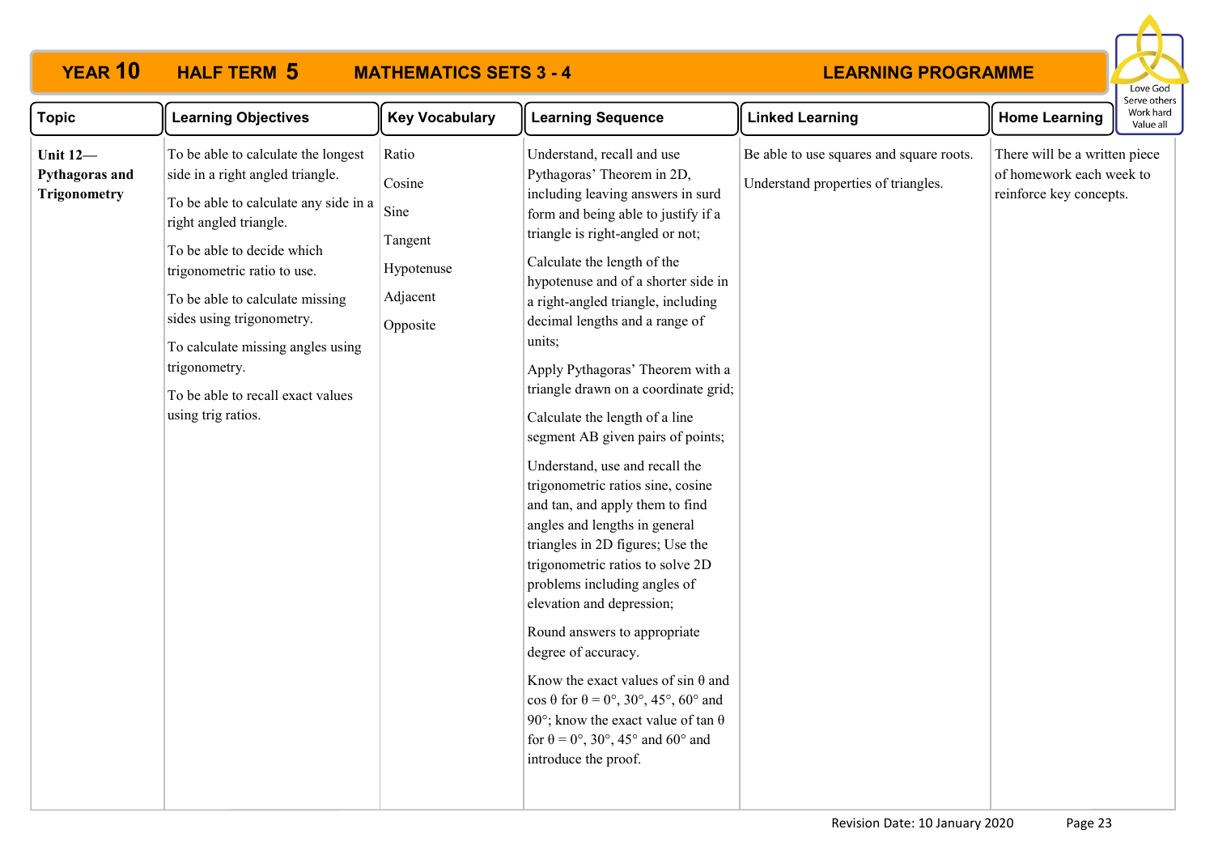# YEAR 10 HALF TERM 5 MATHEMATICS SETS 3 - 4 LEARNING PROGRAMME

| Topic | Learning Objectives | Key Vocabulary | Learning Sequence | Linked Learning | Home Learning |
|---|---|---|---|---|---|
| **Unit 12—Pythagoras and Trigonometry** | To be able to calculate the longest side in a right angled triangle.<br><br>To be able to calculate any side in a right angled triangle.<br><br>To be able to decide which trigonometric ratio to use.<br><br>To be able to calculate missing sides using trigonometry.<br><br>To calculate missing angles using trigonometry.<br><br>To be able to recall exact values using trig ratios. | Ratio<br><br>Cosine<br><br>Sine<br><br>Tangent<br><br>Hypotenuse<br><br>Adjacent<br><br>Opposite | Understand, recall and use Pythagoras' Theorem in 2D, including leaving answers in surd form and being able to justify if a triangle is right-angled or not;<br><br>Calculate the length of the hypotenuse and of a shorter side in a right-angled triangle, including decimal lengths and a range of units;<br><br>Apply Pythagoras' Theorem with a triangle drawn on a coordinate grid;<br><br>Calculate the length of a line segment AB given pairs of points;<br><br>Understand, use and recall the trigonometric ratios sine, cosine and tan, and apply them to find angles and lengths in general triangles in 2D figures; Use the trigonometric ratios to solve 2D problems including angles of elevation and depression;<br><br>Round answers to appropriate degree of accuracy.<br><br>Know the exact values of $\sin \theta$ and $\cos \theta$ for $\theta = 0°, 30°, 45°, 60°$ and $90°$; know the exact value of $\tan \theta$ for $\theta = 0°, 30°, 45°$ and $60°$ and introduce the proof. | Be able to use squares and square roots.<br><br>Understand properties of triangles. | There will be a written piece of homework each week to reinforce key concepts. |

Revision Date: 10 January 2020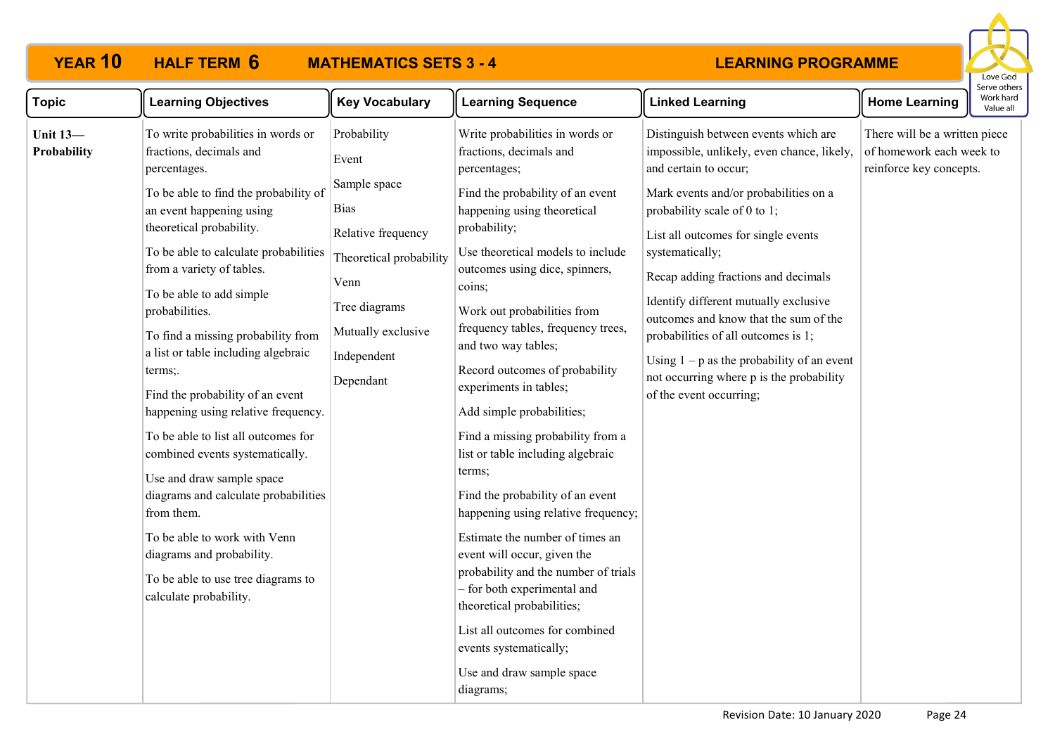**YEAR 10 HALF TERM 6 MATHEMATICS SETS 3 - 4 LEARNING PROGRAMME**

Love God Serve others Work hard Value all

| Topic | Learning Objectives | Key Vocabulary | Learning Sequence | Linked Learning | Home Learning |
|---|---|---|---|---|---|
| **Unit 13— Probability** | To write probabilities in words or fractions, decimals and percentages.<br><br>To be able to find the probability of an event happening using theoretical probability.<br><br>To be able to calculate probabilities from a variety of tables.<br><br>To be able to add simple probabilities.<br><br>To find a missing probability from a list or table including algebraic terms;.<br><br>Find the probability of an event happening using relative frequency.<br><br>To be able to list all outcomes for combined events systematically.<br><br>Use and draw sample space diagrams and calculate probabilities from them.<br><br>To be able to work with Venn diagrams and probability.<br><br>To be able to use tree diagrams to calculate probability. | Probability<br><br>Event<br><br>Sample space<br><br>Bias<br><br>Relative frequency<br><br>Theoretical probability<br><br>Venn<br><br>Tree diagrams<br><br>Mutually exclusive<br><br>Independent<br><br>Dependant | Write probabilities in words or fractions, decimals and percentages;<br><br>Find the probability of an event happening using theoretical probability;<br><br>Use theoretical models to include outcomes using dice, spinners, coins;<br><br>Work out probabilities from frequency tables, frequency trees, and two way tables;<br><br>Record outcomes of probability experiments in tables;<br><br>Add simple probabilities;<br><br>Find a missing probability from a list or table including algebraic terms;<br><br>Find the probability of an event happening using relative frequency;<br><br>Estimate the number of times an event will occur, given the probability and the number of trials – for both experimental and theoretical probabilities;<br><br>List all outcomes for combined events systematically;<br><br>Use and draw sample space diagrams; | Distinguish between events which are impossible, unlikely, even chance, likely, and certain to occur;<br><br>Mark events and/or probabilities on a probability scale of 0 to 1;<br><br>List all outcomes for single events systematically;<br><br>Recap adding fractions and decimals<br><br>Identify different mutually exclusive outcomes and know that the sum of the probabilities of all outcomes is 1;<br><br>Using $1 – p$ as the probability of an event not occurring where $p$ is the probability of the event occurring; | There will be a written piece of homework each week to reinforce key concepts. |

Revision Date: 10 January 2020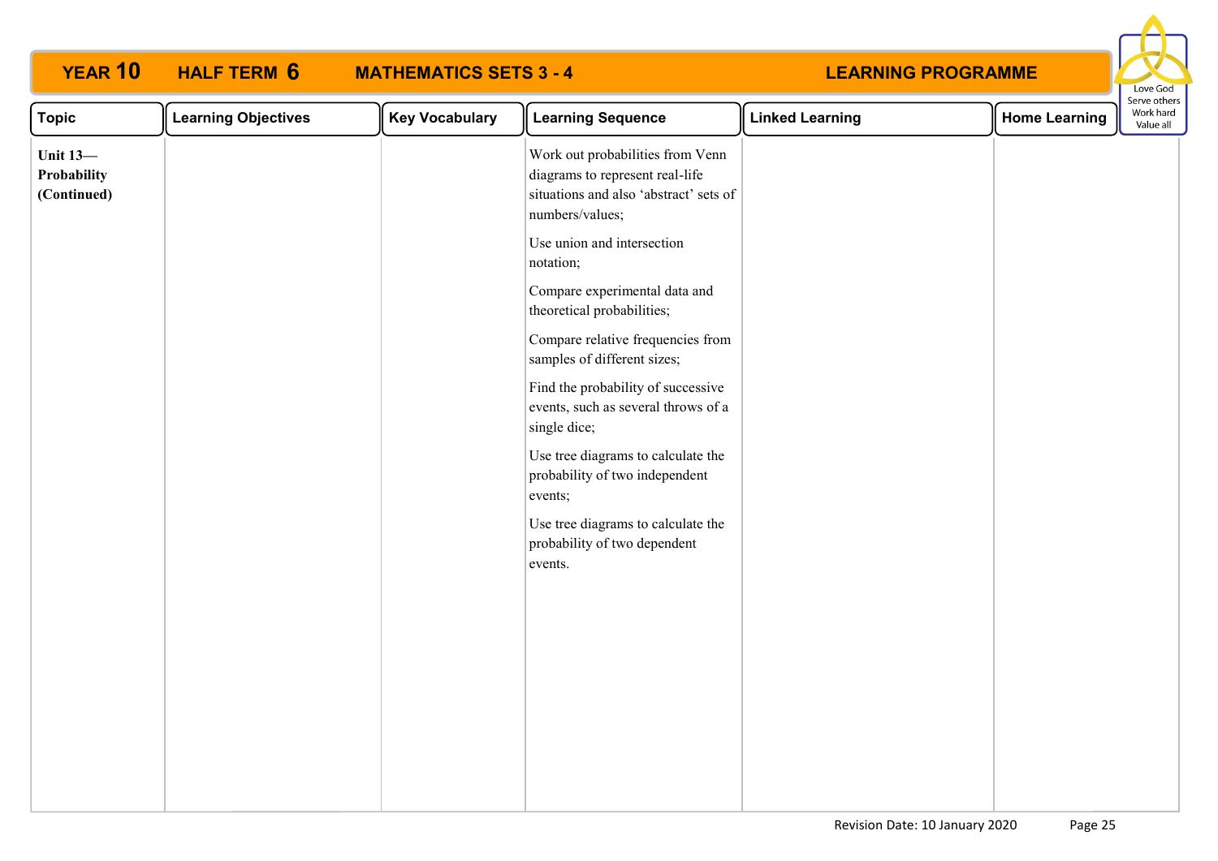# YEAR 10 HALF TERM 6 MATHEMATICS SETS 3 - 4 LEARNING PROGRAMME

Love God
Serve others
Work hard
Value all

| Topic | Learning Objectives | Key Vocabulary | Learning Sequence | Linked Learning | Home Learning |
|---|---|---|---|---|---|
| **Unit 13—Probability (Continued)** | | | Work out probabilities from Venn diagrams to represent real-life situations and also 'abstract' sets of numbers/values;<br><br>Use union and intersection notation;<br><br>Compare experimental data and theoretical probabilities;<br><br>Compare relative frequencies from samples of different sizes;<br><br>Find the probability of successive events, such as several throws of a single dice;<br><br>Use tree diagrams to calculate the probability of two independent events;<br><br>Use tree diagrams to calculate the probability of two dependent events. | | |

Revision Date: 10 January 2020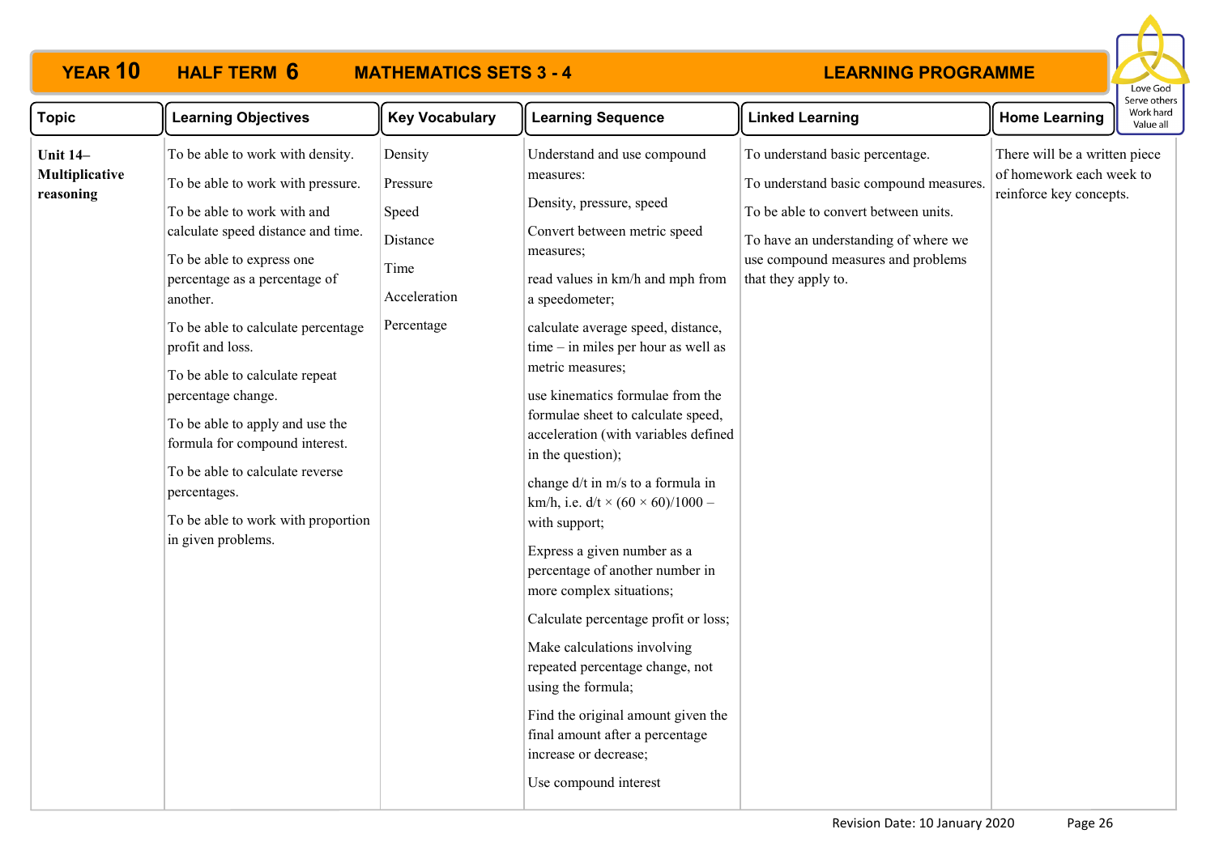# YEAR 10 HALF TERM 6 MATHEMATICS SETS 3 - 4 LEARNING PROGRAMME

Love God, Serve others, Work hard, Value all

| Topic | Learning Objectives | Key Vocabulary | Learning Sequence | Linked Learning | Home Learning |
|---|---|---|---|---|---|
| **Unit 14– Multiplicative reasoning** | To be able to work with density.<br><br>To be able to work with pressure.<br><br>To be able to work with and calculate speed distance and time.<br><br>To be able to express one percentage as a percentage of another.<br><br>To be able to calculate percentage profit and loss.<br><br>To be able to calculate repeat percentage change.<br><br>To be able to apply and use the formula for compound interest.<br><br>To be able to calculate reverse percentages.<br><br>To be able to work with proportion in given problems. | Density<br><br>Pressure<br><br>Speed<br><br>Distance<br><br>Time<br><br>Acceleration<br><br>Percentage | Understand and use compound measures:<br><br>Density, pressure, speed<br><br>Convert between metric speed measures;<br><br>read values in km/h and mph from a speedometer;<br><br>calculate average speed, distance, time – in miles per hour as well as metric measures;<br><br>use kinematics formulae from the formulae sheet to calculate speed, acceleration (with variables defined in the question);<br><br>change d/t in m/s to a formula in km/h, i.e. $d/t \times (60 \times 60)/1000$ – with support;<br><br>Express a given number as a percentage of another number in more complex situations;<br><br>Calculate percentage profit or loss;<br><br>Make calculations involving repeated percentage change, not using the formula;<br><br>Find the original amount given the final amount after a percentage increase or decrease;<br><br>Use compound interest | To understand basic percentage.<br><br>To understand basic compound measures.<br><br>To be able to convert between units.<br><br>To have an understanding of where we use compound measures and problems that they apply to. | There will be a written piece of homework each week to reinforce key concepts. |

Revision Date: 10 January 2020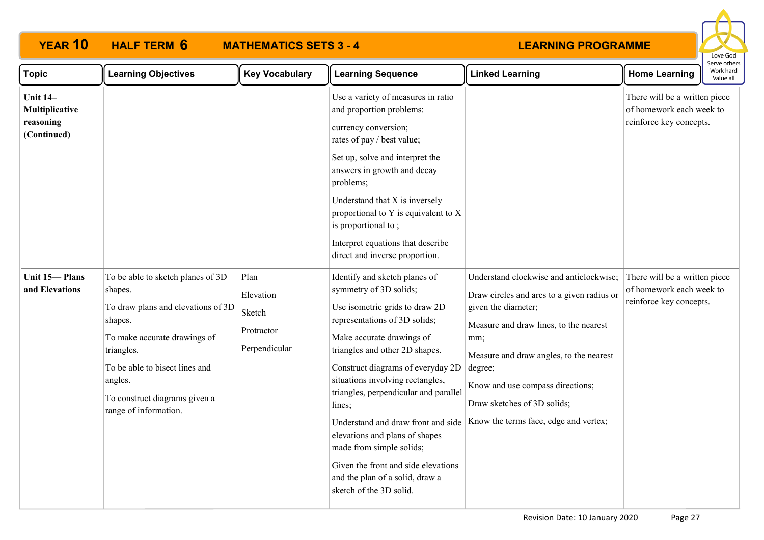**YEAR 10 HALF TERM 6 MATHEMATICS SETS 3 - 4 LEARNING PROGRAMME**

Love God
Serve others
Work hard
Value all

| Topic | Learning Objectives | Key Vocabulary | Learning Sequence | Linked Learning | Home Learning |
|---|---|---|---|---|---|
| **Unit 14– Multiplicative reasoning (Continued)** | | | Use a variety of measures in ratio and proportion problems:<br><br>currency conversion;<br>rates of pay / best value;<br><br>Set up, solve and interpret the answers in growth and decay problems;<br><br>Understand that X is inversely proportional to Y is equivalent to X is proportional to ;<br><br>Interpret equations that describe direct and inverse proportion. | | There will be a written piece of homework each week to reinforce key concepts. |
| **Unit 15— Plans and Elevations** | To be able to sketch planes of 3D shapes.<br><br>To draw plans and elevations of 3D shapes.<br><br>To make accurate drawings of triangles.<br><br>To be able to bisect lines and angles.<br><br>To construct diagrams given a range of information. | Plan<br><br>Elevation<br><br>Sketch<br><br>Protractor<br><br>Perpendicular | Identify and sketch planes of symmetry of 3D solids;<br><br>Use isometric grids to draw 2D representations of 3D solids;<br><br>Make accurate drawings of triangles and other 2D shapes.<br><br>Construct diagrams of everyday 2D situations involving rectangles, triangles, perpendicular and parallel lines;<br><br>Understand and draw front and side elevations and plans of shapes made from simple solids;<br><br>Given the front and side elevations and the plan of a solid, draw a sketch of the 3D solid. | Understand clockwise and anticlockwise;<br><br>Draw circles and arcs to a given radius or given the diameter;<br><br>Measure and draw lines, to the nearest mm;<br><br>Measure and draw angles, to the nearest degree;<br><br>Know and use compass directions;<br><br>Draw sketches of 3D solids;<br><br>Know the terms face, edge and vertex; | There will be a written piece of homework each week to reinforce key concepts. |

Revision Date: 10 January 2020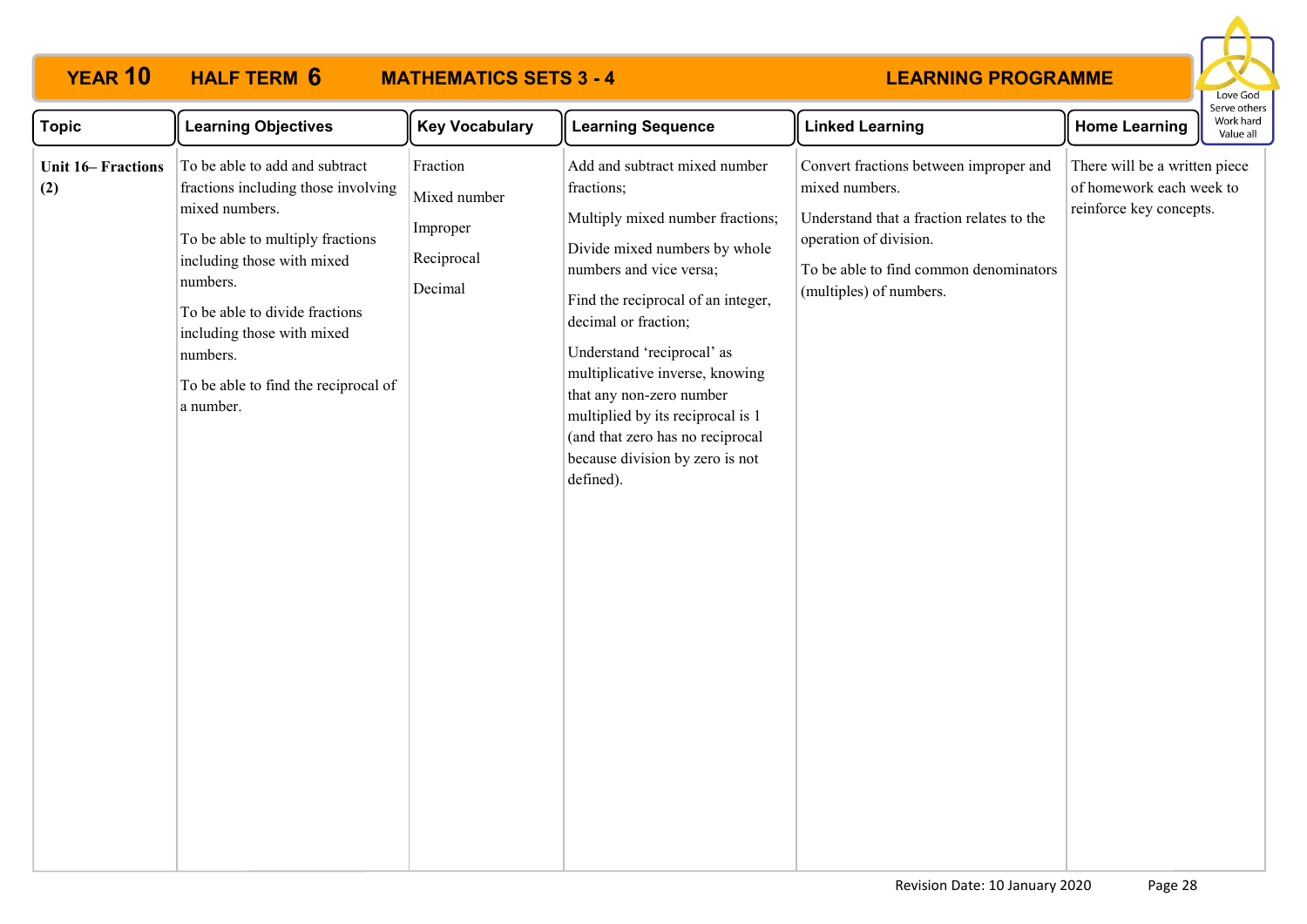# YEAR 10 HALF TERM 6 MATHEMATICS SETS 3 - 4 LEARNING PROGRAMME

Love God
Serve others
Work hard
Value all

| Topic | Learning Objectives | Key Vocabulary | Learning Sequence | Linked Learning | Home Learning |
|---|---|---|---|---|---|
| **Unit 16– Fractions (2)** | To be able to add and subtract fractions including those involving mixed numbers.<br><br>To be able to multiply fractions including those with mixed numbers.<br><br>To be able to divide fractions including those with mixed numbers.<br><br>To be able to find the reciprocal of a number. | Fraction<br><br>Mixed number<br><br>Improper<br><br>Reciprocal<br><br>Decimal | Add and subtract mixed number fractions;<br><br>Multiply mixed number fractions;<br><br>Divide mixed numbers by whole numbers and vice versa;<br><br>Find the reciprocal of an integer, decimal or fraction;<br><br>Understand 'reciprocal' as multiplicative inverse, knowing that any non-zero number multiplied by its reciprocal is 1 (and that zero has no reciprocal because division by zero is not defined). | Convert fractions between improper and mixed numbers.<br><br>Understand that a fraction relates to the operation of division.<br><br>To be able to find common denominators (multiples) of numbers. | There will be a written piece of homework each week to reinforce key concepts. |

Revision Date: 10 January 2020